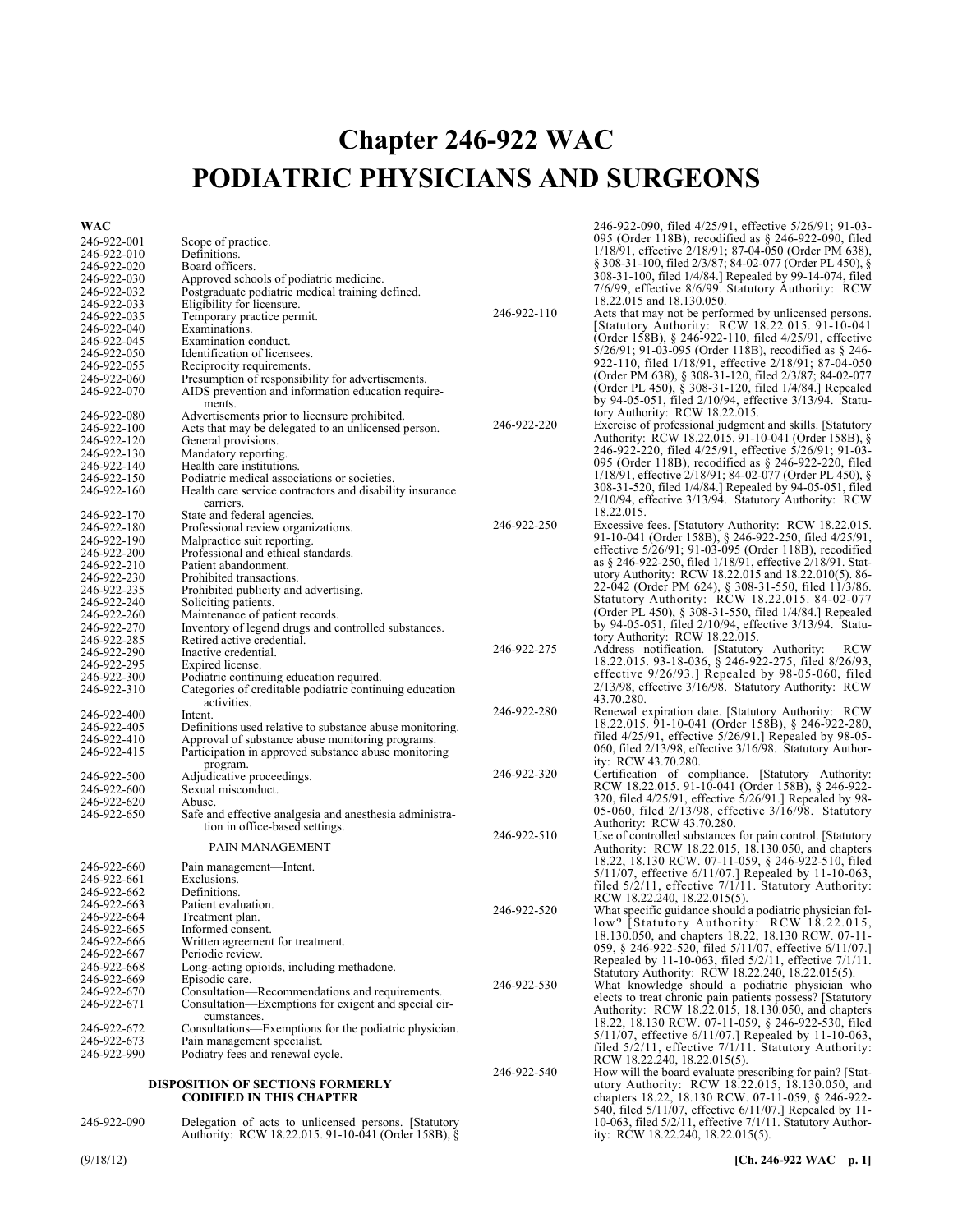# Chapter 246-922 WAC

# PODIATRIC PHYSICIANS AND SURGEONS

| WAC | |
|---|---|
| 246-922-001 | Scope of practice. |
| 246-922-010 | Definitions. |
| 246-922-020 | Board officers. |
| 246-922-030 | Approved schools of podiatric medicine. |
| 246-922-032 | Postgraduate podiatric medical training defined. |
| 246-922-033 | Eligibility for licensure. |
| 246-922-035 | Temporary practice permit. |
| 246-922-040 | Examinations. |
| 246-922-045 | Examination conduct. |
| 246-922-050 | Identification of licensees. |
| 246-922-055 | Reciprocity requirements. |
| 246-922-060 | Presumption of responsibility for advertisements. |
| 246-922-070 | AIDS prevention and information education requirements. |
| 246-922-080 | Advertisements prior to licensure prohibited. |
| 246-922-100 | Acts that may be delegated to an unlicensed person. |
| 246-922-120 | General provisions. |
| 246-922-130 | Mandatory reporting. |
| 246-922-140 | Health care institutions. |
| 246-922-150 | Podiatric medical associations or societies. |
| 246-922-160 | Health care service contractors and disability insurance carriers. |
| 246-922-170 | State and federal agencies. |
| 246-922-180 | Professional review organizations. |
| 246-922-190 | Malpractice suit reporting. |
| 246-922-200 | Professional and ethical standards. |
| 246-922-210 | Patient abandonment. |
| 246-922-230 | Prohibited transactions. |
| 246-922-235 | Prohibited publicity and advertising. |
| 246-922-240 | Soliciting patients. |
| 246-922-260 | Maintenance of patient records. |
| 246-922-270 | Inventory of legend drugs and controlled substances. |
| 246-922-285 | Retired active credential. |
| 246-922-290 | Inactive credential. |
| 246-922-295 | Expired license. |
| 246-922-300 | Podiatric continuing education required. |
| 246-922-310 | Categories of creditable podiatric continuing education activities. |
| 246-922-400 | Intent. |
| 246-922-405 | Definitions used relative to substance abuse monitoring. |
| 246-922-410 | Approval of substance abuse monitoring programs. |
| 246-922-415 | Participation in approved substance abuse monitoring program. |
| 246-922-500 | Adjudicative proceedings. |
| 246-922-600 | Sexual misconduct. |
| 246-922-620 | Abuse. |
| 246-922-650 | Safe and effective analgesia and anesthesia administration in office-based settings. |

PAIN MANAGEMENT

| | |
|---|---|
| 246-922-660 | Pain management—Intent. |
| 246-922-661 | Exclusions. |
| 246-922-662 | Definitions. |
| 246-922-663 | Patient evaluation. |
| 246-922-664 | Treatment plan. |
| 246-922-665 | Informed consent. |
| 246-922-666 | Written agreement for treatment. |
| 246-922-667 | Periodic review. |
| 246-922-668 | Long-acting opioids, including methadone. |
| 246-922-669 | Episodic care. |
| 246-922-670 | Consultation—Recommendations and requirements. |
| 246-922-671 | Consultation—Exemptions for exigent and special circumstances. |
| 246-922-672 | Consultations—Exemptions for the podiatric physician. |
| 246-922-673 | Pain management specialist. |
| 246-922-990 | Podiatry fees and renewal cycle. |

**DISPOSITION OF SECTIONS FORMERLY CODIFIED IN THIS CHAPTER**

| | |
|---|---|
| 246-922-090 | Delegation of acts to unlicensed persons. [Statutory Authority: RCW 18.22.015. 91-10-041 (Order 158B), § 246-922-090, filed 4/25/91, effective 5/26/91; 91-03-095 (Order 118B), recodified as § 246-922-090, filed 1/18/91, effective 2/18/91; 87-04-050 (Order PM 638), § 308-31-100, filed 2/3/87; 84-02-077 (Order PL 450), § 308-31-100, filed 1/4/84.] Repealed by 99-14-074, filed 7/6/99, effective 8/6/99. Statutory Authority: RCW 18.22.015 and 18.130.050. |
| 246-922-110 | Acts that may not be performed by unlicensed persons. [Statutory Authority: RCW 18.22.015. 91-10-041 (Order 158B), § 246-922-110, filed 4/25/91, effective 5/26/91; 91-03-095 (Order 118B), recodified as § 246-922-110, filed 1/18/91, effective 2/18/91; 87-04-050 (Order PM 638), § 308-31-120, filed 2/3/87; 84-02-077 (Order PL 450), § 308-31-120, filed 1/4/84.] Repealed by 94-05-051, filed 2/10/94, effective 3/13/94. Statutory Authority: RCW 18.22.015. |
| 246-922-220 | Exercise of professional judgment and skills. [Statutory Authority: RCW 18.22.015. 91-10-041 (Order 158B), § 246-922-220, filed 4/25/91, effective 5/26/91; 91-03-095 (Order 118B), recodified as § 246-922-220, filed 1/18/91, effective 2/18/91; 84-02-077 (Order PL 450), § 308-31-520, filed 1/4/84.] Repealed by 94-05-051, filed 2/10/94, effective 3/13/94. Statutory Authority: RCW 18.22.015. |
| 246-922-250 | Excessive fees. [Statutory Authority: RCW 18.22.015. 91-10-041 (Order 158B), § 246-922-250, filed 4/25/91, effective 5/26/91; 91-03-095 (Order 118B), recodified as § 246-922-250, filed 1/18/91, effective 2/18/91. Statutory Authority: RCW 18.22.015 and 18.22.010(5). 86-22-042 (Order PM 624), § 308-31-550, filed 11/3/86. Statutory Authority: RCW 18.22.015. 84-02-077 (Order PL 450), § 308-31-550, filed 1/4/84.] Repealed by 94-05-051, filed 2/10/94, effective 3/13/94. Statutory Authority: RCW 18.22.015. |
| 246-922-275 | Address notification. [Statutory Authority: RCW 18.22.015. 93-18-036, § 246-922-275, filed 8/26/93, effective 9/26/93.] Repealed by 98-05-060, filed 2/13/98, effective 3/16/98. Statutory Authority: RCW 43.70.280. |
| 246-922-280 | Renewal expiration date. [Statutory Authority: RCW 18.22.015. 91-10-041 (Order 158B), § 246-922-280, filed 4/25/91, effective 5/26/91.] Repealed by 98-05-060, filed 2/13/98, effective 3/16/98. Statutory Authority: RCW 43.70.280. |
| 246-922-320 | Certification of compliance. [Statutory Authority: RCW 18.22.015. 91-10-041 (Order 158B), § 246-922-320, filed 4/25/91, effective 5/26/91.] Repealed by 98-05-060, filed 2/13/98, effective 3/16/98. Statutory Authority: RCW 43.70.280. |
| 246-922-510 | Use of controlled substances for pain control. [Statutory Authority: RCW 18.22.015, 18.130.050, and chapters 18.22, 18.130 RCW. 07-11-059, § 246-922-510, filed 5/11/07, effective 6/11/07.] Repealed by 11-10-063, filed 5/2/11, effective 7/1/11. Statutory Authority: RCW 18.22.240, 18.22.015(5). |
| 246-922-520 | What specific guidance should a podiatric physician follow? [Statutory Authority: RCW 18.22.015, 18.130.050, and chapters 18.22, 18.130 RCW. 07-11-059, § 246-922-520, filed 5/11/07, effective 6/11/07.] Repealed by 11-10-063, filed 5/2/11, effective 7/1/11. Statutory Authority: RCW 18.22.240, 18.22.015(5). |
| 246-922-530 | What knowledge should a podiatric physician who elects to treat chronic pain patients possess? [Statutory Authority: RCW 18.22.015, 18.130.050, and chapters 18.22, 18.130 RCW. 07-11-059, § 246-922-530, filed 5/11/07, effective 6/11/07.] Repealed by 11-10-063, filed 5/2/11, effective 7/1/11. Statutory Authority: RCW 18.22.240, 18.22.015(5). |
| 246-922-540 | How will the board evaluate prescribing for pain? [Statutory Authority: RCW 18.22.015, 18.130.050, and chapters 18.22, 18.130 RCW. 07-11-059, § 246-922-540, filed 5/11/07, effective 6/11/07.] Repealed by 11-10-063, filed 5/2/11, effective 7/1/11. Statutory Authority: RCW 18.22.240, 18.22.015(5). |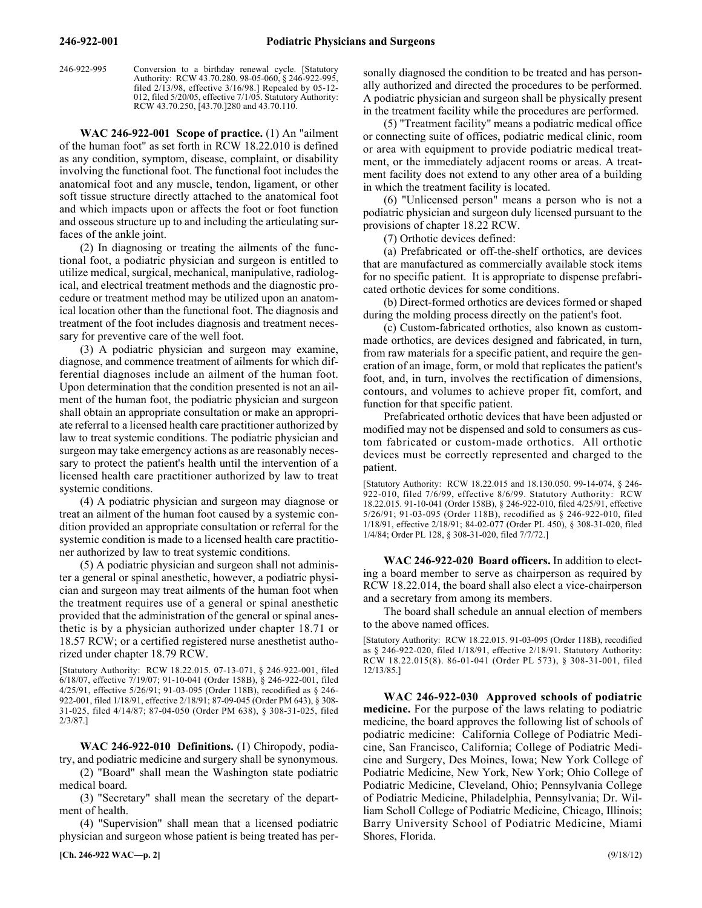246-922-995 Conversion to a birthday renewal cycle. [Statutory Authority: RCW 43.70.280. 98-05-060, § 246-922-995, filed 2/13/98, effective 3/16/98.] Repealed by 05-12-012, filed 5/20/05, effective 7/1/05. Statutory Authority: RCW 43.70.250, [43.70.]280 and 43.70.110.

**WAC 246-922-001 Scope of practice.** (1) An "ailment of the human foot" as set forth in RCW 18.22.010 is defined as any condition, symptom, disease, complaint, or disability involving the functional foot. The functional foot includes the anatomical foot and any muscle, tendon, ligament, or other soft tissue structure directly attached to the anatomical foot and which impacts upon or affects the foot or foot function and osseous structure up to and including the articulating surfaces of the ankle joint.

(2) In diagnosing or treating the ailments of the functional foot, a podiatric physician and surgeon is entitled to utilize medical, surgical, mechanical, manipulative, radiological, and electrical treatment methods and the diagnostic procedure or treatment method may be utilized upon an anatomical location other than the functional foot. The diagnosis and treatment of the foot includes diagnosis and treatment necessary for preventive care of the well foot.

(3) A podiatric physician and surgeon may examine, diagnose, and commence treatment of ailments for which differential diagnoses include an ailment of the human foot. Upon determination that the condition presented is not an ailment of the human foot, the podiatric physician and surgeon shall obtain an appropriate consultation or make an appropriate referral to a licensed health care practitioner authorized by law to treat systemic conditions. The podiatric physician and surgeon may take emergency actions as are reasonably necessary to protect the patient's health until the intervention of a licensed health care practitioner authorized by law to treat systemic conditions.

(4) A podiatric physician and surgeon may diagnose or treat an ailment of the human foot caused by a systemic condition provided an appropriate consultation or referral for the systemic condition is made to a licensed health care practitioner authorized by law to treat systemic conditions.

(5) A podiatric physician and surgeon shall not administer a general or spinal anesthetic, however, a podiatric physician and surgeon may treat ailments of the human foot when the treatment requires use of a general or spinal anesthetic provided that the administration of the general or spinal anesthetic is by a physician authorized under chapter 18.71 or 18.57 RCW; or a certified registered nurse anesthetist authorized under chapter 18.79 RCW.

[Statutory Authority: RCW 18.22.015. 07-13-071, § 246-922-001, filed 6/18/07, effective 7/19/07; 91-10-041 (Order 158B), § 246-922-001, filed 4/25/91, effective 5/26/91; 91-03-095 (Order 118B), recodified as § 246-922-001, filed 1/18/91, effective 2/18/91; 87-09-045 (Order PM 643), § 308-31-025, filed 4/14/87; 87-04-050 (Order PM 638), § 308-31-025, filed 2/3/87.]

**WAC 246-922-010 Definitions.** (1) Chiropody, podiatry, and podiatric medicine and surgery shall be synonymous.

(2) "Board" shall mean the Washington state podiatric medical board.

(3) "Secretary" shall mean the secretary of the department of health.

(4) "Supervision" shall mean that a licensed podiatric physician and surgeon whose patient is being treated has personally diagnosed the condition to be treated and has personally authorized and directed the procedures to be performed. A podiatric physician and surgeon shall be physically present in the treatment facility while the procedures are performed.

(5) "Treatment facility" means a podiatric medical office or connecting suite of offices, podiatric medical clinic, room or area with equipment to provide podiatric medical treatment, or the immediately adjacent rooms or areas. A treatment facility does not extend to any other area of a building in which the treatment facility is located.

(6) "Unlicensed person" means a person who is not a podiatric physician and surgeon duly licensed pursuant to the provisions of chapter 18.22 RCW.

(7) Orthotic devices defined:

(a) Prefabricated or off-the-shelf orthotics, are devices that are manufactured as commercially available stock items for no specific patient. It is appropriate to dispense prefabricated orthotic devices for some conditions.

(b) Direct-formed orthotics are devices formed or shaped during the molding process directly on the patient's foot.

(c) Custom-fabricated orthotics, also known as custom-made orthotics, are devices designed and fabricated, in turn, from raw materials for a specific patient, and require the generation of an image, form, or mold that replicates the patient's foot, and, in turn, involves the rectification of dimensions, contours, and volumes to achieve proper fit, comfort, and function for that specific patient.

Prefabricated orthotic devices that have been adjusted or modified may not be dispensed and sold to consumers as custom fabricated or custom-made orthotics. All orthotic devices must be correctly represented and charged to the patient.

[Statutory Authority: RCW 18.22.015 and 18.130.050. 99-14-074, § 246-922-010, filed 7/6/99, effective 8/6/99. Statutory Authority: RCW 18.22.015. 91-10-041 (Order 158B), § 246-922-010, filed 4/25/91, effective 5/26/91; 91-03-095 (Order 118B), recodified as § 246-922-010, filed 1/18/91, effective 2/18/91; 84-02-077 (Order PL 450), § 308-31-020, filed 1/4/84; Order PL 128, § 308-31-020, filed 7/7/72.]

**WAC 246-922-020 Board officers.** In addition to electing a board member to serve as chairperson as required by RCW 18.22.014, the board shall also elect a vice-chairperson and a secretary from among its members.

The board shall schedule an annual election of members to the above named offices.

[Statutory Authority: RCW 18.22.015. 91-03-095 (Order 118B), recodified as § 246-922-020, filed 1/18/91, effective 2/18/91. Statutory Authority: RCW 18.22.015(8). 86-01-041 (Order PL 573), § 308-31-001, filed 12/13/85.]

**WAC 246-922-030 Approved schools of podiatric medicine.** For the purpose of the laws relating to podiatric medicine, the board approves the following list of schools of podiatric medicine: California College of Podiatric Medicine, San Francisco, California; College of Podiatric Medicine and Surgery, Des Moines, Iowa; New York College of Podiatric Medicine, New York, New York; Ohio College of Podiatric Medicine, Cleveland, Ohio; Pennsylvania College of Podiatric Medicine, Philadelphia, Pennsylvania; Dr. William Scholl College of Podiatric Medicine, Chicago, Illinois; Barry University School of Podiatric Medicine, Miami Shores, Florida.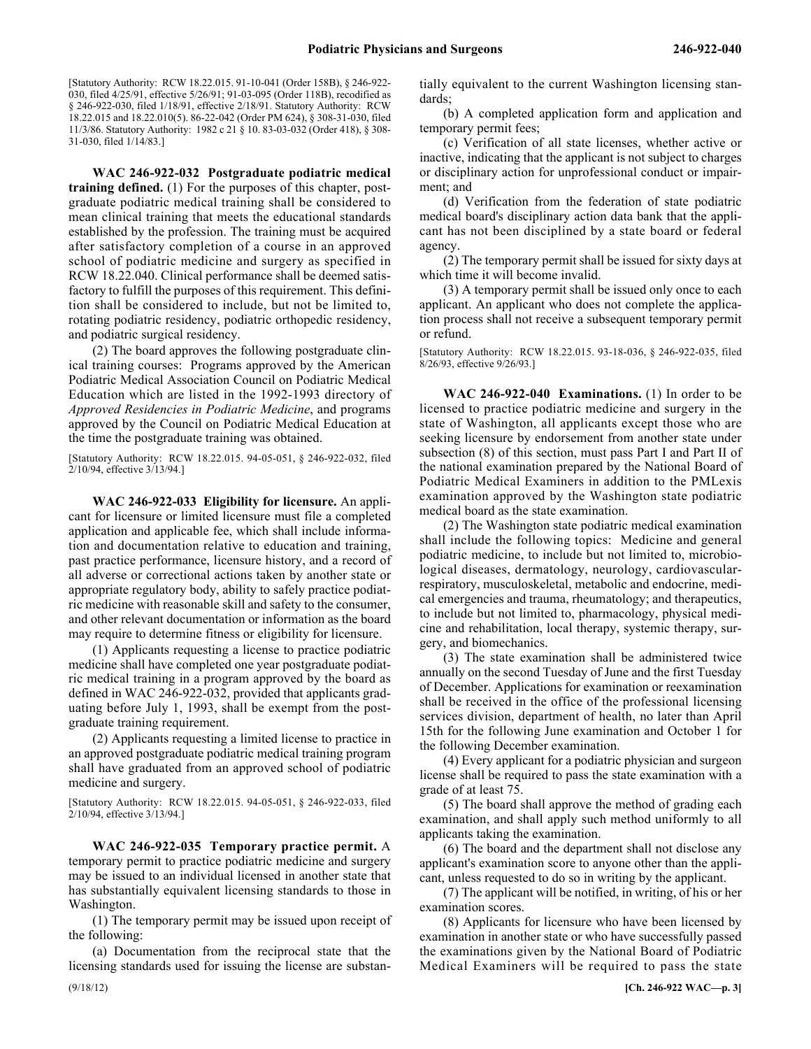[Statutory Authority: RCW 18.22.015. 91-10-041 (Order 158B), § 246-922-030, filed 4/25/91, effective 5/26/91; 91-03-095 (Order 118B), recodified as § 246-922-030, filed 1/18/91, effective 2/18/91. Statutory Authority: RCW 18.22.015 and 18.22.010(5). 86-22-042 (Order PM 624), § 308-31-030, filed 11/3/86. Statutory Authority: 1982 c 21 § 10. 83-03-032 (Order 418), § 308-31-030, filed 1/14/83.]

**WAC 246-922-032 Postgraduate podiatric medical training defined.** (1) For the purposes of this chapter, postgraduate podiatric medical training shall be considered to mean clinical training that meets the educational standards established by the profession. The training must be acquired after satisfactory completion of a course in an approved school of podiatric medicine and surgery as specified in RCW 18.22.040. Clinical performance shall be deemed satisfactory to fulfill the purposes of this requirement. This definition shall be considered to include, but not be limited to, rotating podiatric residency, podiatric orthopedic residency, and podiatric surgical residency.

(2) The board approves the following postgraduate clinical training courses: Programs approved by the American Podiatric Medical Association Council on Podiatric Medical Education which are listed in the 1992-1993 directory of *Approved Residencies in Podiatric Medicine*, and programs approved by the Council on Podiatric Medical Education at the time the postgraduate training was obtained.

[Statutory Authority: RCW 18.22.015. 94-05-051, § 246-922-032, filed 2/10/94, effective 3/13/94.]

**WAC 246-922-033 Eligibility for licensure.** An applicant for licensure or limited licensure must file a completed application and applicable fee, which shall include information and documentation relative to education and training, past practice performance, licensure history, and a record of all adverse or correctional actions taken by another state or appropriate regulatory body, ability to safely practice podiatric medicine with reasonable skill and safety to the consumer, and other relevant documentation or information as the board may require to determine fitness or eligibility for licensure.

(1) Applicants requesting a license to practice podiatric medicine shall have completed one year postgraduate podiatric medical training in a program approved by the board as defined in WAC 246-922-032, provided that applicants graduating before July 1, 1993, shall be exempt from the postgraduate training requirement.

(2) Applicants requesting a limited license to practice in an approved postgraduate podiatric medical training program shall have graduated from an approved school of podiatric medicine and surgery.

[Statutory Authority: RCW 18.22.015. 94-05-051, § 246-922-033, filed 2/10/94, effective 3/13/94.]

**WAC 246-922-035 Temporary practice permit.** A temporary permit to practice podiatric medicine and surgery may be issued to an individual licensed in another state that has substantially equivalent licensing standards to those in Washington.

(1) The temporary permit may be issued upon receipt of the following:

(a) Documentation from the reciprocal state that the licensing standards used for issuing the license are substantially equivalent to the current Washington licensing standards;

(b) A completed application form and application and temporary permit fees;

(c) Verification of all state licenses, whether active or inactive, indicating that the applicant is not subject to charges or disciplinary action for unprofessional conduct or impairment; and

(d) Verification from the federation of state podiatric medical board's disciplinary action data bank that the applicant has not been disciplined by a state board or federal agency.

(2) The temporary permit shall be issued for sixty days at which time it will become invalid.

(3) A temporary permit shall be issued only once to each applicant. An applicant who does not complete the application process shall not receive a subsequent temporary permit or refund.

[Statutory Authority: RCW 18.22.015. 93-18-036, § 246-922-035, filed 8/26/93, effective 9/26/93.]

**WAC 246-922-040 Examinations.** (1) In order to be licensed to practice podiatric medicine and surgery in the state of Washington, all applicants except those who are seeking licensure by endorsement from another state under subsection (8) of this section, must pass Part I and Part II of the national examination prepared by the National Board of Podiatric Medical Examiners in addition to the PMLexis examination approved by the Washington state podiatric medical board as the state examination.

(2) The Washington state podiatric medical examination shall include the following topics: Medicine and general podiatric medicine, to include but not limited to, microbiological diseases, dermatology, neurology, cardiovascular-respiratory, musculoskeletal, metabolic and endocrine, medical emergencies and trauma, rheumatology; and therapeutics, to include but not limited to, pharmacology, physical medicine and rehabilitation, local therapy, systemic therapy, surgery, and biomechanics.

(3) The state examination shall be administered twice annually on the second Tuesday of June and the first Tuesday of December. Applications for examination or reexamination shall be received in the office of the professional licensing services division, department of health, no later than April 15th for the following June examination and October 1 for the following December examination.

(4) Every applicant for a podiatric physician and surgeon license shall be required to pass the state examination with a grade of at least 75.

(5) The board shall approve the method of grading each examination, and shall apply such method uniformly to all applicants taking the examination.

(6) The board and the department shall not disclose any applicant's examination score to anyone other than the applicant, unless requested to do so in writing by the applicant.

(7) The applicant will be notified, in writing, of his or her examination scores.

(8) Applicants for licensure who have been licensed by examination in another state or who have successfully passed the examinations given by the National Board of Podiatric Medical Examiners will be required to pass the state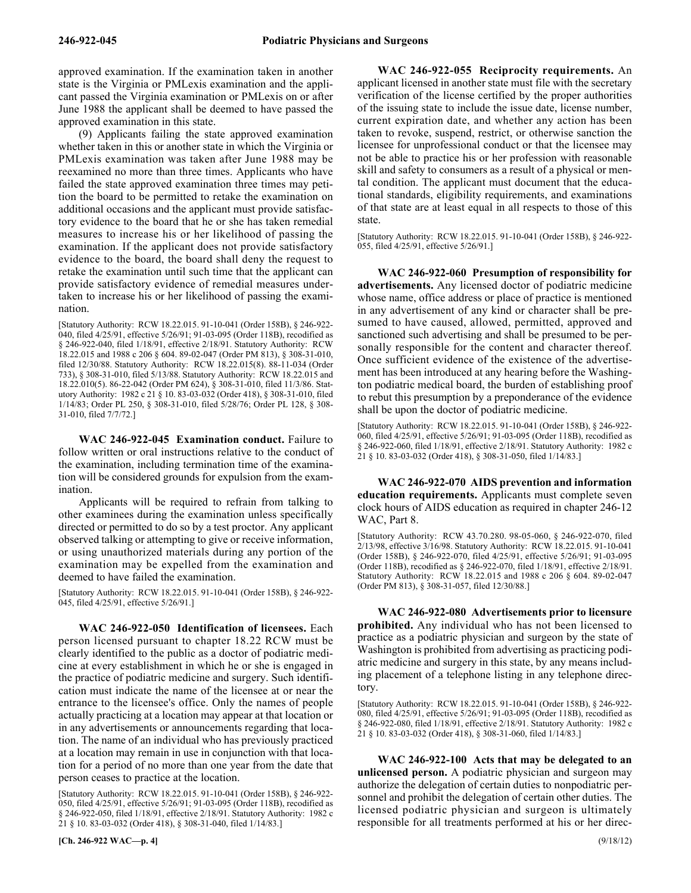approved examination. If the examination taken in another state is the Virginia or PMLexis examination and the applicant passed the Virginia examination or PMLexis on or after June 1988 the applicant shall be deemed to have passed the approved examination in this state.

(9) Applicants failing the state approved examination whether taken in this or another state in which the Virginia or PMLexis examination was taken after June 1988 may be reexamined no more than three times. Applicants who have failed the state approved examination three times may petition the board to be permitted to retake the examination on additional occasions and the applicant must provide satisfactory evidence to the board that he or she has taken remedial measures to increase his or her likelihood of passing the examination. If the applicant does not provide satisfactory evidence to the board, the board shall deny the request to retake the examination until such time that the applicant can provide satisfactory evidence of remedial measures undertaken to increase his or her likelihood of passing the examination.

[Statutory Authority: RCW 18.22.015. 91-10-041 (Order 158B), § 246-922-040, filed 4/25/91, effective 5/26/91; 91-03-095 (Order 118B), recodified as § 246-922-040, filed 1/18/91, effective 2/18/91. Statutory Authority: RCW 18.22.015 and 1988 c 206 § 604. 89-02-047 (Order PM 813), § 308-31-010, filed 12/30/88. Statutory Authority: RCW 18.22.015(8). 88-11-034 (Order 733), § 308-31-010, filed 5/13/88. Statutory Authority: RCW 18.22.015 and 18.22.010(5). 86-22-042 (Order PM 624), § 308-31-010, filed 11/3/86. Statutory Authority: 1982 c 21 § 10. 83-03-032 (Order 418), § 308-31-010, filed 1/14/83; Order PL 250, § 308-31-010, filed 5/28/76; Order PL 128, § 308-31-010, filed 7/7/72.]

**WAC 246-922-045 Examination conduct.** Failure to follow written or oral instructions relative to the conduct of the examination, including termination time of the examination will be considered grounds for expulsion from the examination.

Applicants will be required to refrain from talking to other examinees during the examination unless specifically directed or permitted to do so by a test proctor. Any applicant observed talking or attempting to give or receive information, or using unauthorized materials during any portion of the examination may be expelled from the examination and deemed to have failed the examination.

[Statutory Authority: RCW 18.22.015. 91-10-041 (Order 158B), § 246-922-045, filed 4/25/91, effective 5/26/91.]

**WAC 246-922-050 Identification of licensees.** Each person licensed pursuant to chapter 18.22 RCW must be clearly identified to the public as a doctor of podiatric medicine at every establishment in which he or she is engaged in the practice of podiatric medicine and surgery. Such identification must indicate the name of the licensee at or near the entrance to the licensee's office. Only the names of people actually practicing at a location may appear at that location or in any advertisements or announcements regarding that location. The name of an individual who has previously practiced at a location may remain in use in conjunction with that location for a period of no more than one year from the date that person ceases to practice at the location.

[Statutory Authority: RCW 18.22.015. 91-10-041 (Order 158B), § 246-922-050, filed 4/25/91, effective 5/26/91; 91-03-095 (Order 118B), recodified as § 246-922-050, filed 1/18/91, effective 2/18/91. Statutory Authority: 1982 c 21 § 10. 83-03-032 (Order 418), § 308-31-040, filed 1/14/83.]

**WAC 246-922-055 Reciprocity requirements.** An applicant licensed in another state must file with the secretary verification of the license certified by the proper authorities of the issuing state to include the issue date, license number, current expiration date, and whether any action has been taken to revoke, suspend, restrict, or otherwise sanction the licensee for unprofessional conduct or that the licensee may not be able to practice his or her profession with reasonable skill and safety to consumers as a result of a physical or mental condition. The applicant must document that the educational standards, eligibility requirements, and examinations of that state are at least equal in all respects to those of this state.

[Statutory Authority: RCW 18.22.015. 91-10-041 (Order 158B), § 246-922-055, filed 4/25/91, effective 5/26/91.]

**WAC 246-922-060 Presumption of responsibility for advertisements.** Any licensed doctor of podiatric medicine whose name, office address or place of practice is mentioned in any advertisement of any kind or character shall be presumed to have caused, allowed, permitted, approved and sanctioned such advertising and shall be presumed to be personally responsible for the content and character thereof. Once sufficient evidence of the existence of the advertisement has been introduced at any hearing before the Washington podiatric medical board, the burden of establishing proof to rebut this presumption by a preponderance of the evidence shall be upon the doctor of podiatric medicine.

[Statutory Authority: RCW 18.22.015. 91-10-041 (Order 158B), § 246-922-060, filed 4/25/91, effective 5/26/91; 91-03-095 (Order 118B), recodified as § 246-922-060, filed 1/18/91, effective 2/18/91. Statutory Authority: 1982 c 21 § 10. 83-03-032 (Order 418), § 308-31-050, filed 1/14/83.]

**WAC 246-922-070 AIDS prevention and information education requirements.** Applicants must complete seven clock hours of AIDS education as required in chapter 246-12 WAC, Part 8.

[Statutory Authority: RCW 43.70.280. 98-05-060, § 246-922-070, filed 2/13/98, effective 3/16/98. Statutory Authority: RCW 18.22.015. 91-10-041 (Order 158B), § 246-922-070, filed 4/25/91, effective 5/26/91; 91-03-095 (Order 118B), recodified as § 246-922-070, filed 1/18/91, effective 2/18/91. Statutory Authority: RCW 18.22.015 and 1988 c 206 § 604. 89-02-047 (Order PM 813), § 308-31-057, filed 12/30/88.]

**WAC 246-922-080 Advertisements prior to licensure prohibited.** Any individual who has not been licensed to practice as a podiatric physician and surgeon by the state of Washington is prohibited from advertising as practicing podiatric medicine and surgery in this state, by any means including placement of a telephone listing in any telephone directory.

[Statutory Authority: RCW 18.22.015. 91-10-041 (Order 158B), § 246-922-080, filed 4/25/91, effective 5/26/91; 91-03-095 (Order 118B), recodified as § 246-922-080, filed 1/18/91, effective 2/18/91. Statutory Authority: 1982 c 21 § 10. 83-03-032 (Order 418), § 308-31-060, filed 1/14/83.]

**WAC 246-922-100 Acts that may be delegated to an unlicensed person.** A podiatric physician and surgeon may authorize the delegation of certain duties to nonpodiatric personnel and prohibit the delegation of certain other duties. The licensed podiatric physician and surgeon is ultimately responsible for all treatments performed at his or her direc-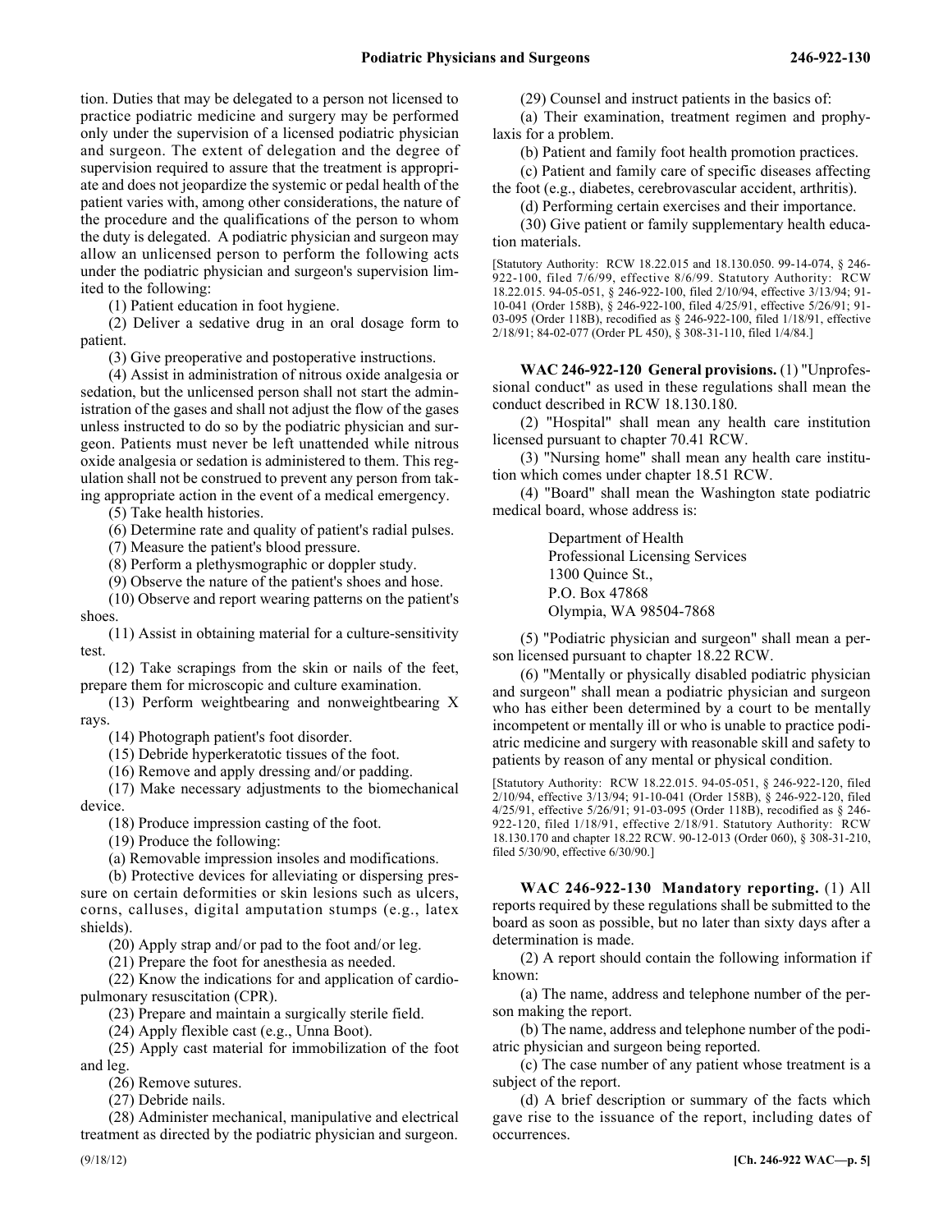tion. Duties that may be delegated to a person not licensed to practice podiatric medicine and surgery may be performed only under the supervision of a licensed podiatric physician and surgeon. The extent of delegation and the degree of supervision required to assure that the treatment is appropriate and does not jeopardize the systemic or pedal health of the patient varies with, among other considerations, the nature of the procedure and the qualifications of the person to whom the duty is delegated. A podiatric physician and surgeon may allow an unlicensed person to perform the following acts under the podiatric physician and surgeon's supervision limited to the following:

(1) Patient education in foot hygiene.

(2) Deliver a sedative drug in an oral dosage form to patient.

(3) Give preoperative and postoperative instructions.

(4) Assist in administration of nitrous oxide analgesia or sedation, but the unlicensed person shall not start the administration of the gases and shall not adjust the flow of the gases unless instructed to do so by the podiatric physician and surgeon. Patients must never be left unattended while nitrous oxide analgesia or sedation is administered to them. This regulation shall not be construed to prevent any person from taking appropriate action in the event of a medical emergency.

(5) Take health histories.

(6) Determine rate and quality of patient's radial pulses.

(7) Measure the patient's blood pressure.

(8) Perform a plethysmographic or doppler study.

(9) Observe the nature of the patient's shoes and hose.

(10) Observe and report wearing patterns on the patient's shoes.

(11) Assist in obtaining material for a culture-sensitivity test.

(12) Take scrapings from the skin or nails of the feet, prepare them for microscopic and culture examination.

(13) Perform weightbearing and nonweightbearing X rays.

(14) Photograph patient's foot disorder.

(15) Debride hyperkeratotic tissues of the foot.

(16) Remove and apply dressing and/or padding.

(17) Make necessary adjustments to the biomechanical device.

(18) Produce impression casting of the foot.

(19) Produce the following:

(a) Removable impression insoles and modifications.

(b) Protective devices for alleviating or dispersing pressure on certain deformities or skin lesions such as ulcers, corns, calluses, digital amputation stumps (e.g., latex shields).

(20) Apply strap and/or pad to the foot and/or leg.

(21) Prepare the foot for anesthesia as needed.

(22) Know the indications for and application of cardiopulmonary resuscitation (CPR).

(23) Prepare and maintain a surgically sterile field.

(24) Apply flexible cast (e.g., Unna Boot).

(25) Apply cast material for immobilization of the foot and leg.

(26) Remove sutures.

(27) Debride nails.

(28) Administer mechanical, manipulative and electrical treatment as directed by the podiatric physician and surgeon.

(29) Counsel and instruct patients in the basics of:

(a) Their examination, treatment regimen and prophylaxis for a problem.

(b) Patient and family foot health promotion practices.

(c) Patient and family care of specific diseases affecting the foot (e.g., diabetes, cerebrovascular accident, arthritis).

(d) Performing certain exercises and their importance.

(30) Give patient or family supplementary health education materials.

[Statutory Authority: RCW 18.22.015 and 18.130.050. 99-14-074, § 246-922-100, filed 7/6/99, effective 8/6/99. Statutory Authority: RCW 18.22.015. 94-05-051, § 246-922-100, filed 2/10/94, effective 3/13/94; 91-10-041 (Order 158B), § 246-922-100, filed 4/25/91, effective 5/26/91; 91-03-095 (Order 118B), recodified as § 246-922-100, filed 1/18/91, effective 2/18/91; 84-02-077 (Order PL 450), § 308-31-110, filed 1/4/84.]

**WAC 246-922-120 General provisions.** (1) "Unprofessional conduct" as used in these regulations shall mean the conduct described in RCW 18.130.180.

(2) "Hospital" shall mean any health care institution licensed pursuant to chapter 70.41 RCW.

(3) "Nursing home" shall mean any health care institution which comes under chapter 18.51 RCW.

(4) "Board" shall mean the Washington state podiatric medical board, whose address is:

Department of Health
Professional Licensing Services
1300 Quince St.,
P.O. Box 47868
Olympia, WA 98504-7868

(5) "Podiatric physician and surgeon" shall mean a person licensed pursuant to chapter 18.22 RCW.

(6) "Mentally or physically disabled podiatric physician and surgeon" shall mean a podiatric physician and surgeon who has either been determined by a court to be mentally incompetent or mentally ill or who is unable to practice podiatric medicine and surgery with reasonable skill and safety to patients by reason of any mental or physical condition.

[Statutory Authority: RCW 18.22.015. 94-05-051, § 246-922-120, filed 2/10/94, effective 3/13/94; 91-10-041 (Order 158B), § 246-922-120, filed 4/25/91, effective 5/26/91; 91-03-095 (Order 118B), recodified as § 246-922-120, filed 1/18/91, effective 2/18/91. Statutory Authority: RCW 18.130.170 and chapter 18.22 RCW. 90-12-013 (Order 060), § 308-31-210, filed 5/30/90, effective 6/30/90.]

**WAC 246-922-130 Mandatory reporting.** (1) All reports required by these regulations shall be submitted to the board as soon as possible, but no later than sixty days after a determination is made.

(2) A report should contain the following information if known:

(a) The name, address and telephone number of the person making the report.

(b) The name, address and telephone number of the podiatric physician and surgeon being reported.

(c) The case number of any patient whose treatment is a subject of the report.

(d) A brief description or summary of the facts which gave rise to the issuance of the report, including dates of occurrences.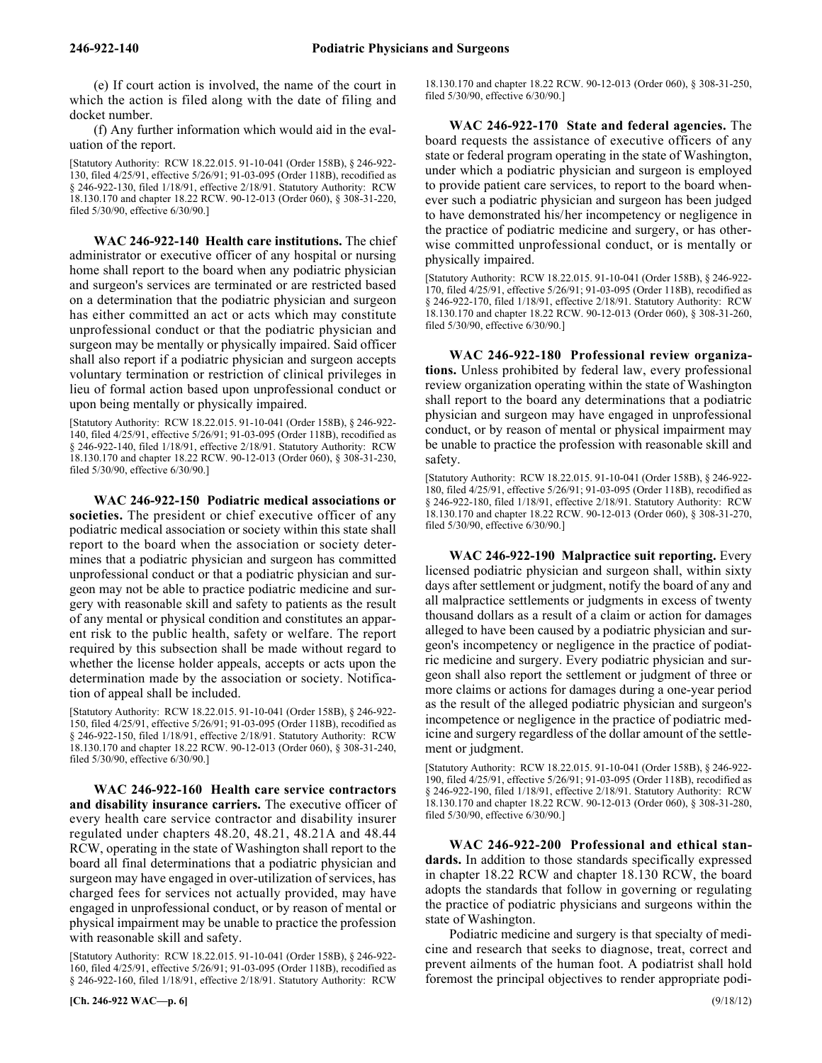(e) If court action is involved, the name of the court in which the action is filed along with the date of filing and docket number.

(f) Any further information which would aid in the evaluation of the report.

[Statutory Authority: RCW 18.22.015. 91-10-041 (Order 158B), § 246-922-130, filed 4/25/91, effective 5/26/91; 91-03-095 (Order 118B), recodified as § 246-922-130, filed 1/18/91, effective 2/18/91. Statutory Authority: RCW 18.130.170 and chapter 18.22 RCW. 90-12-013 (Order 060), § 308-31-220, filed 5/30/90, effective 6/30/90.]

**WAC 246-922-140 Health care institutions.** The chief administrator or executive officer of any hospital or nursing home shall report to the board when any podiatric physician and surgeon's services are terminated or are restricted based on a determination that the podiatric physician and surgeon has either committed an act or acts which may constitute unprofessional conduct or that the podiatric physician and surgeon may be mentally or physically impaired. Said officer shall also report if a podiatric physician and surgeon accepts voluntary termination or restriction of clinical privileges in lieu of formal action based upon unprofessional conduct or upon being mentally or physically impaired.

[Statutory Authority: RCW 18.22.015. 91-10-041 (Order 158B), § 246-922-140, filed 4/25/91, effective 5/26/91; 91-03-095 (Order 118B), recodified as § 246-922-140, filed 1/18/91, effective 2/18/91. Statutory Authority: RCW 18.130.170 and chapter 18.22 RCW. 90-12-013 (Order 060), § 308-31-230, filed 5/30/90, effective 6/30/90.]

**WAC 246-922-150 Podiatric medical associations or societies.** The president or chief executive officer of any podiatric medical association or society within this state shall report to the board when the association or society determines that a podiatric physician and surgeon has committed unprofessional conduct or that a podiatric physician and surgeon may not be able to practice podiatric medicine and surgery with reasonable skill and safety to patients as the result of any mental or physical condition and constitutes an apparent risk to the public health, safety or welfare. The report required by this subsection shall be made without regard to whether the license holder appeals, accepts or acts upon the determination made by the association or society. Notification of appeal shall be included.

[Statutory Authority: RCW 18.22.015. 91-10-041 (Order 158B), § 246-922-150, filed 4/25/91, effective 5/26/91; 91-03-095 (Order 118B), recodified as § 246-922-150, filed 1/18/91, effective 2/18/91. Statutory Authority: RCW 18.130.170 and chapter 18.22 RCW. 90-12-013 (Order 060), § 308-31-240, filed 5/30/90, effective 6/30/90.]

**WAC 246-922-160 Health care service contractors and disability insurance carriers.** The executive officer of every health care service contractor and disability insurer regulated under chapters 48.20, 48.21, 48.21A and 48.44 RCW, operating in the state of Washington shall report to the board all final determinations that a podiatric physician and surgeon may have engaged in over-utilization of services, has charged fees for services not actually provided, may have engaged in unprofessional conduct, or by reason of mental or physical impairment may be unable to practice the profession with reasonable skill and safety.

[Statutory Authority: RCW 18.22.015. 91-10-041 (Order 158B), § 246-922-160, filed 4/25/91, effective 5/26/91; 91-03-095 (Order 118B), recodified as § 246-922-160, filed 1/18/91, effective 2/18/91. Statutory Authority: RCW 18.130.170 and chapter 18.22 RCW. 90-12-013 (Order 060), § 308-31-250, filed 5/30/90, effective 6/30/90.]

**WAC 246-922-170 State and federal agencies.** The board requests the assistance of executive officers of any state or federal program operating in the state of Washington, under which a podiatric physician and surgeon is employed to provide patient care services, to report to the board whenever such a podiatric physician and surgeon has been judged to have demonstrated his/her incompetency or negligence in the practice of podiatric medicine and surgery, or has otherwise committed unprofessional conduct, or is mentally or physically impaired.

[Statutory Authority: RCW 18.22.015. 91-10-041 (Order 158B), § 246-922-170, filed 4/25/91, effective 5/26/91; 91-03-095 (Order 118B), recodified as § 246-922-170, filed 1/18/91, effective 2/18/91. Statutory Authority: RCW 18.130.170 and chapter 18.22 RCW. 90-12-013 (Order 060), § 308-31-260, filed 5/30/90, effective 6/30/90.]

**WAC 246-922-180 Professional review organizations.** Unless prohibited by federal law, every professional review organization operating within the state of Washington shall report to the board any determinations that a podiatric physician and surgeon may have engaged in unprofessional conduct, or by reason of mental or physical impairment may be unable to practice the profession with reasonable skill and safety.

[Statutory Authority: RCW 18.22.015. 91-10-041 (Order 158B), § 246-922-180, filed 4/25/91, effective 5/26/91; 91-03-095 (Order 118B), recodified as § 246-922-180, filed 1/18/91, effective 2/18/91. Statutory Authority: RCW 18.130.170 and chapter 18.22 RCW. 90-12-013 (Order 060), § 308-31-270, filed 5/30/90, effective 6/30/90.]

**WAC 246-922-190 Malpractice suit reporting.** Every licensed podiatric physician and surgeon shall, within sixty days after settlement or judgment, notify the board of any and all malpractice settlements or judgments in excess of twenty thousand dollars as a result of a claim or action for damages alleged to have been caused by a podiatric physician and surgeon's incompetency or negligence in the practice of podiatric medicine and surgery. Every podiatric physician and surgeon shall also report the settlement or judgment of three or more claims or actions for damages during a one-year period as the result of the alleged podiatric physician and surgeon's incompetence or negligence in the practice of podiatric medicine and surgery regardless of the dollar amount of the settlement or judgment.

[Statutory Authority: RCW 18.22.015. 91-10-041 (Order 158B), § 246-922-190, filed 4/25/91, effective 5/26/91; 91-03-095 (Order 118B), recodified as § 246-922-190, filed 1/18/91, effective 2/18/91. Statutory Authority: RCW 18.130.170 and chapter 18.22 RCW. 90-12-013 (Order 060), § 308-31-280, filed 5/30/90, effective 6/30/90.]

**WAC 246-922-200 Professional and ethical standards.** In addition to those standards specifically expressed in chapter 18.22 RCW and chapter 18.130 RCW, the board adopts the standards that follow in governing or regulating the practice of podiatric physicians and surgeons within the state of Washington.

Podiatric medicine and surgery is that specialty of medicine and research that seeks to diagnose, treat, correct and prevent ailments of the human foot. A podiatrist shall hold foremost the principal objectives to render appropriate podi-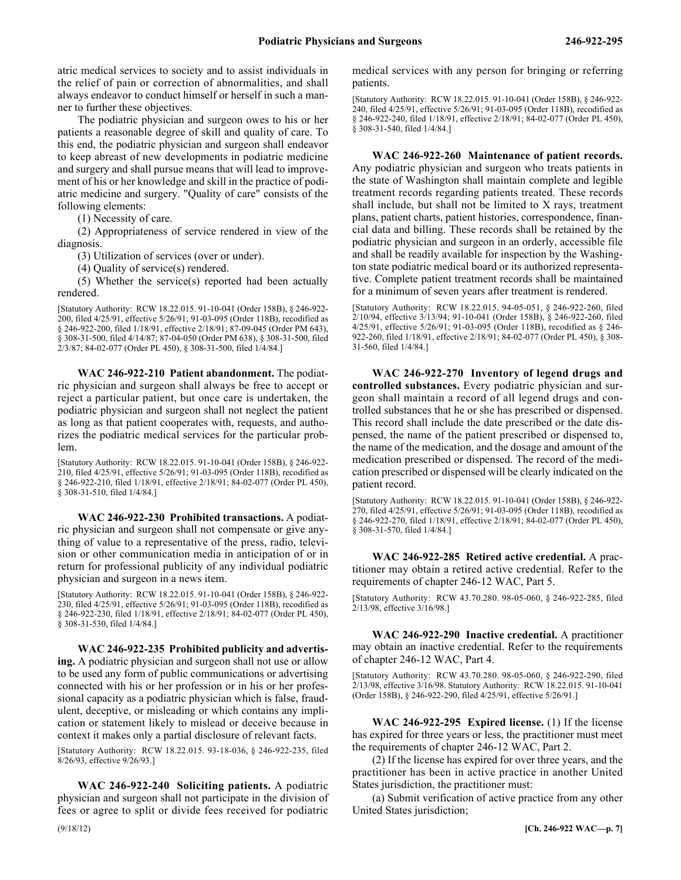atric medical services to society and to assist individuals in the relief of pain or correction of abnormalities, and shall always endeavor to conduct himself or herself in such a manner to further these objectives.

The podiatric physician and surgeon owes to his or her patients a reasonable degree of skill and quality of care. To this end, the podiatric physician and surgeon shall endeavor to keep abreast of new developments in podiatric medicine and surgery and shall pursue means that will lead to improvement of his or her knowledge and skill in the practice of podiatric medicine and surgery. "Quality of care" consists of the following elements:

(1) Necessity of care.

(2) Appropriateness of service rendered in view of the diagnosis.

(3) Utilization of services (over or under).

(4) Quality of service(s) rendered.

(5) Whether the service(s) reported had been actually rendered.

[Statutory Authority: RCW 18.22.015. 91-10-041 (Order 158B), § 246-922-200, filed 4/25/91, effective 5/26/91; 91-03-095 (Order 118B), recodified as § 246-922-200, filed 1/18/91, effective 2/18/91; 87-09-045 (Order PM 643), § 308-31-500, filed 4/14/87; 87-04-050 (Order PM 638), § 308-31-500, filed 2/3/87; 84-02-077 (Order PL 450), § 308-31-500, filed 1/4/84.]

**WAC 246-922-210 Patient abandonment.** The podiatric physician and surgeon shall always be free to accept or reject a particular patient, but once care is undertaken, the podiatric physician and surgeon shall not neglect the patient as long as that patient cooperates with, requests, and authorizes the podiatric medical services for the particular problem.

[Statutory Authority: RCW 18.22.015. 91-10-041 (Order 158B), § 246-922-210, filed 4/25/91, effective 5/26/91; 91-03-095 (Order 118B), recodified as § 246-922-210, filed 1/18/91, effective 2/18/91; 84-02-077 (Order PL 450), § 308-31-510, filed 1/4/84.]

**WAC 246-922-230 Prohibited transactions.** A podiatric physician and surgeon shall not compensate or give anything of value to a representative of the press, radio, television or other communication media in anticipation of or in return for professional publicity of any individual podiatric physician and surgeon in a news item.

[Statutory Authority: RCW 18.22.015. 91-10-041 (Order 158B), § 246-922-230, filed 4/25/91, effective 5/26/91; 91-03-095 (Order 118B), recodified as § 246-922-230, filed 1/18/91, effective 2/18/91; 84-02-077 (Order PL 450), § 308-31-530, filed 1/4/84.]

**WAC 246-922-235 Prohibited publicity and advertising.** A podiatric physician and surgeon shall not use or allow to be used any form of public communications or advertising connected with his or her profession or in his or her professional capacity as a podiatric physician which is false, fraudulent, deceptive, or misleading or which contains any implication or statement likely to mislead or deceive because in context it makes only a partial disclosure of relevant facts.

[Statutory Authority: RCW 18.22.015. 93-18-036, § 246-922-235, filed 8/26/93, effective 9/26/93.]

**WAC 246-922-240 Soliciting patients.** A podiatric physician and surgeon shall not participate in the division of fees or agree to split or divide fees received for podiatric medical services with any person for bringing or referring patients.

[Statutory Authority: RCW 18.22.015. 91-10-041 (Order 158B), § 246-922-240, filed 4/25/91, effective 5/26/91; 91-03-095 (Order 118B), recodified as § 246-922-240, filed 1/18/91, effective 2/18/91; 84-02-077 (Order PL 450), § 308-31-540, filed 1/4/84.]

**WAC 246-922-260 Maintenance of patient records.** Any podiatric physician and surgeon who treats patients in the state of Washington shall maintain complete and legible treatment records regarding patients treated. These records shall include, but shall not be limited to X rays, treatment plans, patient charts, patient histories, correspondence, financial data and billing. These records shall be retained by the podiatric physician and surgeon in an orderly, accessible file and shall be readily available for inspection by the Washington state podiatric medical board or its authorized representative. Complete patient treatment records shall be maintained for a minimum of seven years after treatment is rendered.

[Statutory Authority: RCW 18.22.015. 94-05-051, § 246-922-260, filed 2/10/94, effective 3/13/94; 91-10-041 (Order 158B), § 246-922-260, filed 4/25/91, effective 5/26/91; 91-03-095 (Order 118B), recodified as § 246-922-260, filed 1/18/91, effective 2/18/91; 84-02-077 (Order PL 450), § 308-31-560, filed 1/4/84.]

**WAC 246-922-270 Inventory of legend drugs and controlled substances.** Every podiatric physician and surgeon shall maintain a record of all legend drugs and controlled substances that he or she has prescribed or dispensed. This record shall include the date prescribed or the date dispensed, the name of the patient prescribed or dispensed to, the name of the medication, and the dosage and amount of the medication prescribed or dispensed. The record of the medication prescribed or dispensed will be clearly indicated on the patient record.

[Statutory Authority: RCW 18.22.015. 91-10-041 (Order 158B), § 246-922-270, filed 4/25/91, effective 5/26/91; 91-03-095 (Order 118B), recodified as § 246-922-270, filed 1/18/91, effective 2/18/91; 84-02-077 (Order PL 450), § 308-31-570, filed 1/4/84.]

**WAC 246-922-285 Retired active credential.** A practitioner may obtain a retired active credential. Refer to the requirements of chapter 246-12 WAC, Part 5.

[Statutory Authority: RCW 43.70.280. 98-05-060, § 246-922-285, filed 2/13/98, effective 3/16/98.]

**WAC 246-922-290 Inactive credential.** A practitioner may obtain an inactive credential. Refer to the requirements of chapter 246-12 WAC, Part 4.

[Statutory Authority: RCW 43.70.280. 98-05-060, § 246-922-290, filed 2/13/98, effective 3/16/98. Statutory Authority: RCW 18.22.015. 91-10-041 (Order 158B), § 246-922-290, filed 4/25/91, effective 5/26/91.]

**WAC 246-922-295 Expired license.** (1) If the license has expired for three years or less, the practitioner must meet the requirements of chapter 246-12 WAC, Part 2.

(2) If the license has expired for over three years, and the practitioner has been in active practice in another United States jurisdiction, the practitioner must:

(a) Submit verification of active practice from any other United States jurisdiction;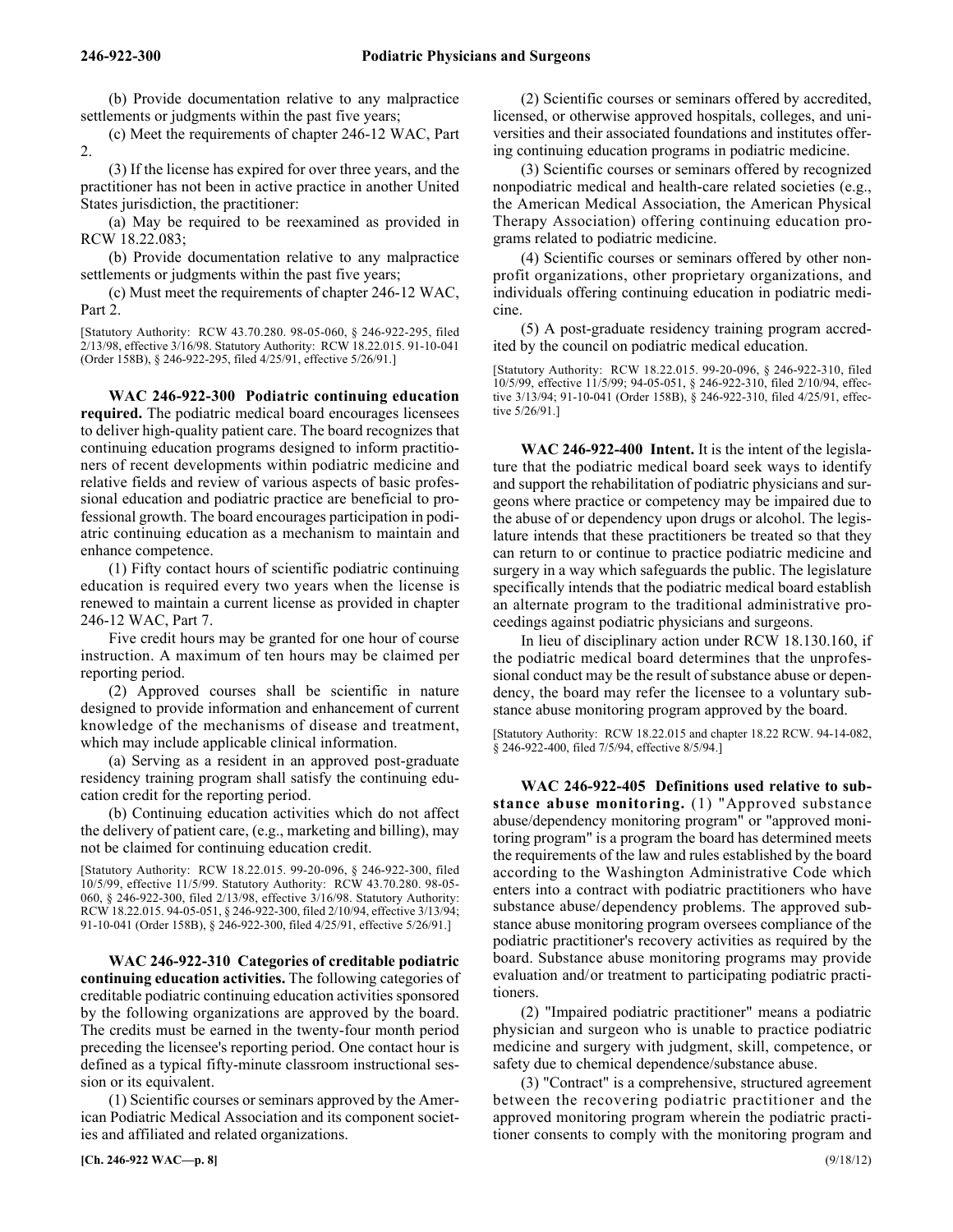(b) Provide documentation relative to any malpractice settlements or judgments within the past five years;

(c) Meet the requirements of chapter 246-12 WAC, Part 2.

(3) If the license has expired for over three years, and the practitioner has not been in active practice in another United States jurisdiction, the practitioner:

(a) May be required to be reexamined as provided in RCW 18.22.083;

(b) Provide documentation relative to any malpractice settlements or judgments within the past five years;

(c) Must meet the requirements of chapter 246-12 WAC, Part 2.

[Statutory Authority: RCW 43.70.280. 98-05-060, § 246-922-295, filed 2/13/98, effective 3/16/98. Statutory Authority: RCW 18.22.015. 91-10-041 (Order 158B), § 246-922-295, filed 4/25/91, effective 5/26/91.]

**WAC 246-922-300 Podiatric continuing education required.** The podiatric medical board encourages licensees to deliver high-quality patient care. The board recognizes that continuing education programs designed to inform practitioners of recent developments within podiatric medicine and relative fields and review of various aspects of basic professional education and podiatric practice are beneficial to professional growth. The board encourages participation in podiatric continuing education as a mechanism to maintain and enhance competence.

(1) Fifty contact hours of scientific podiatric continuing education is required every two years when the license is renewed to maintain a current license as provided in chapter 246-12 WAC, Part 7.

Five credit hours may be granted for one hour of course instruction. A maximum of ten hours may be claimed per reporting period.

(2) Approved courses shall be scientific in nature designed to provide information and enhancement of current knowledge of the mechanisms of disease and treatment, which may include applicable clinical information.

(a) Serving as a resident in an approved post-graduate residency training program shall satisfy the continuing education credit for the reporting period.

(b) Continuing education activities which do not affect the delivery of patient care, (e.g., marketing and billing), may not be claimed for continuing education credit.

[Statutory Authority: RCW 18.22.015. 99-20-096, § 246-922-300, filed 10/5/99, effective 11/5/99. Statutory Authority: RCW 43.70.280. 98-05-060, § 246-922-300, filed 2/13/98, effective 3/16/98. Statutory Authority: RCW 18.22.015. 94-05-051, § 246-922-300, filed 2/10/94, effective 3/13/94; 91-10-041 (Order 158B), § 246-922-300, filed 4/25/91, effective 5/26/91.]

**WAC 246-922-310 Categories of creditable podiatric continuing education activities.** The following categories of creditable podiatric continuing education activities sponsored by the following organizations are approved by the board. The credits must be earned in the twenty-four month period preceding the licensee's reporting period. One contact hour is defined as a typical fifty-minute classroom instructional session or its equivalent.

(1) Scientific courses or seminars approved by the American Podiatric Medical Association and its component societies and affiliated and related organizations.

(2) Scientific courses or seminars offered by accredited, licensed, or otherwise approved hospitals, colleges, and universities and their associated foundations and institutes offering continuing education programs in podiatric medicine.

(3) Scientific courses or seminars offered by recognized nonpodiatric medical and health-care related societies (e.g., the American Medical Association, the American Physical Therapy Association) offering continuing education programs related to podiatric medicine.

(4) Scientific courses or seminars offered by other nonprofit organizations, other proprietary organizations, and individuals offering continuing education in podiatric medicine.

(5) A post-graduate residency training program accredited by the council on podiatric medical education.

[Statutory Authority: RCW 18.22.015. 99-20-096, § 246-922-310, filed 10/5/99, effective 11/5/99; 94-05-051, § 246-922-310, filed 2/10/94, effective 3/13/94; 91-10-041 (Order 158B), § 246-922-310, filed 4/25/91, effective 5/26/91.]

**WAC 246-922-400 Intent.** It is the intent of the legislature that the podiatric medical board seek ways to identify and support the rehabilitation of podiatric physicians and surgeons where practice or competency may be impaired due to the abuse of or dependency upon drugs or alcohol. The legislature intends that these practitioners be treated so that they can return to or continue to practice podiatric medicine and surgery in a way which safeguards the public. The legislature specifically intends that the podiatric medical board establish an alternate program to the traditional administrative proceedings against podiatric physicians and surgeons.

In lieu of disciplinary action under RCW 18.130.160, if the podiatric medical board determines that the unprofessional conduct may be the result of substance abuse or dependency, the board may refer the licensee to a voluntary substance abuse monitoring program approved by the board.

[Statutory Authority: RCW 18.22.015 and chapter 18.22 RCW. 94-14-082, § 246-922-400, filed 7/5/94, effective 8/5/94.]

**WAC 246-922-405 Definitions used relative to substance abuse monitoring.** (1) "Approved substance abuse/dependency monitoring program" or "approved monitoring program" is a program the board has determined meets the requirements of the law and rules established by the board according to the Washington Administrative Code which enters into a contract with podiatric practitioners who have substance abuse/dependency problems. The approved substance abuse monitoring program oversees compliance of the podiatric practitioner's recovery activities as required by the board. Substance abuse monitoring programs may provide evaluation and/or treatment to participating podiatric practitioners.

(2) "Impaired podiatric practitioner" means a podiatric physician and surgeon who is unable to practice podiatric medicine and surgery with judgment, skill, competence, or safety due to chemical dependence/substance abuse.

(3) "Contract" is a comprehensive, structured agreement between the recovering podiatric practitioner and the approved monitoring program wherein the podiatric practitioner consents to comply with the monitoring program and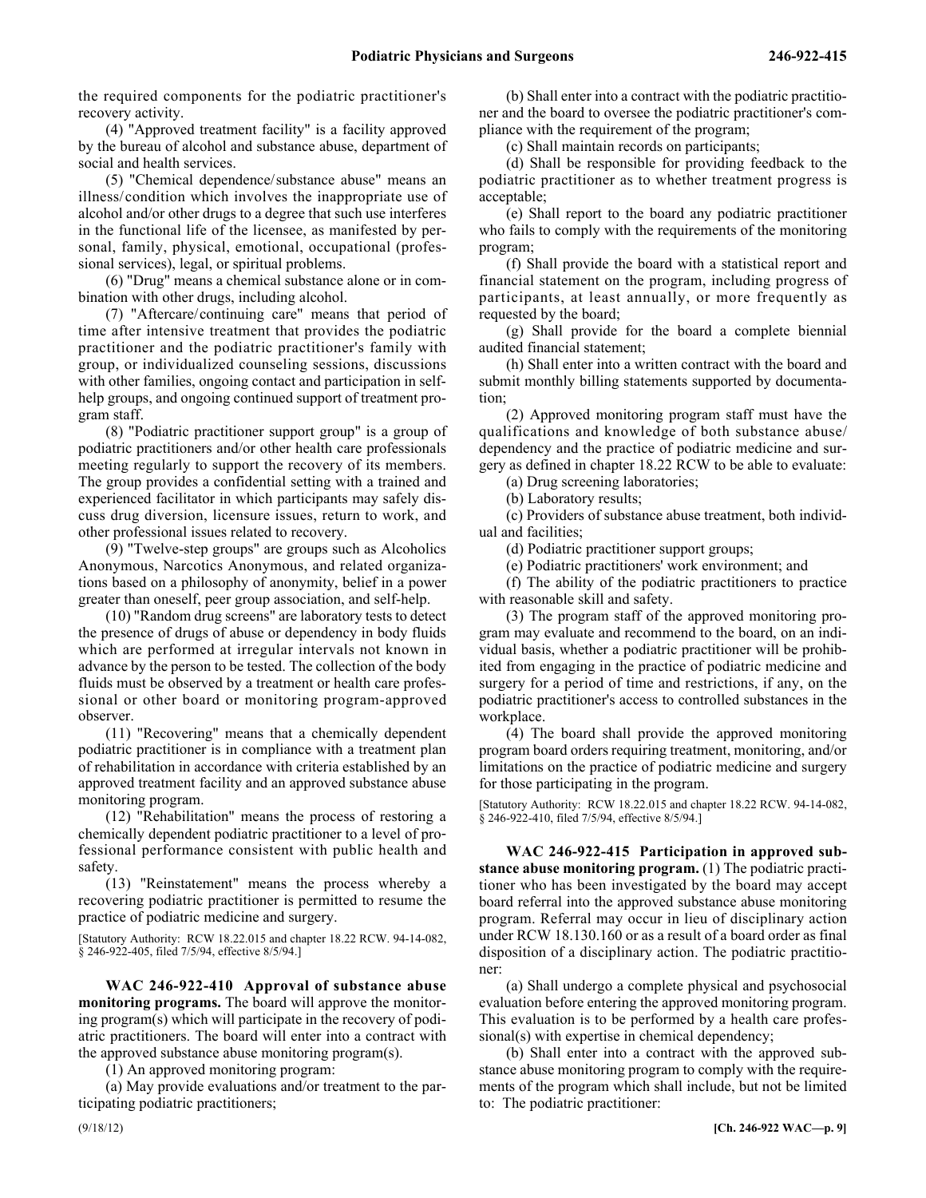the required components for the podiatric practitioner's recovery activity.

(4) "Approved treatment facility" is a facility approved by the bureau of alcohol and substance abuse, department of social and health services.

(5) "Chemical dependence/substance abuse" means an illness/condition which involves the inappropriate use of alcohol and/or other drugs to a degree that such use interferes in the functional life of the licensee, as manifested by personal, family, physical, emotional, occupational (professional services), legal, or spiritual problems.

(6) "Drug" means a chemical substance alone or in combination with other drugs, including alcohol.

(7) "Aftercare/continuing care" means that period of time after intensive treatment that provides the podiatric practitioner and the podiatric practitioner's family with group, or individualized counseling sessions, discussions with other families, ongoing contact and participation in self-help groups, and ongoing continued support of treatment program staff.

(8) "Podiatric practitioner support group" is a group of podiatric practitioners and/or other health care professionals meeting regularly to support the recovery of its members. The group provides a confidential setting with a trained and experienced facilitator in which participants may safely discuss drug diversion, licensure issues, return to work, and other professional issues related to recovery.

(9) "Twelve-step groups" are groups such as Alcoholics Anonymous, Narcotics Anonymous, and related organizations based on a philosophy of anonymity, belief in a power greater than oneself, peer group association, and self-help.

(10) "Random drug screens" are laboratory tests to detect the presence of drugs of abuse or dependency in body fluids which are performed at irregular intervals not known in advance by the person to be tested. The collection of the body fluids must be observed by a treatment or health care professional or other board or monitoring program-approved observer.

(11) "Recovering" means that a chemically dependent podiatric practitioner is in compliance with a treatment plan of rehabilitation in accordance with criteria established by an approved treatment facility and an approved substance abuse monitoring program.

(12) "Rehabilitation" means the process of restoring a chemically dependent podiatric practitioner to a level of professional performance consistent with public health and safety.

(13) "Reinstatement" means the process whereby a recovering podiatric practitioner is permitted to resume the practice of podiatric medicine and surgery.

[Statutory Authority: RCW 18.22.015 and chapter 18.22 RCW. 94-14-082, § 246-922-405, filed 7/5/94, effective 8/5/94.]

**WAC 246-922-410 Approval of substance abuse monitoring programs.** The board will approve the monitoring program(s) which will participate in the recovery of podiatric practitioners. The board will enter into a contract with the approved substance abuse monitoring program(s).

(1) An approved monitoring program:

(a) May provide evaluations and/or treatment to the participating podiatric practitioners;

(b) Shall enter into a contract with the podiatric practitioner and the board to oversee the podiatric practitioner's compliance with the requirement of the program;

(c) Shall maintain records on participants;

(d) Shall be responsible for providing feedback to the podiatric practitioner as to whether treatment progress is acceptable;

(e) Shall report to the board any podiatric practitioner who fails to comply with the requirements of the monitoring program;

(f) Shall provide the board with a statistical report and financial statement on the program, including progress of participants, at least annually, or more frequently as requested by the board;

(g) Shall provide for the board a complete biennial audited financial statement;

(h) Shall enter into a written contract with the board and submit monthly billing statements supported by documentation;

(2) Approved monitoring program staff must have the qualifications and knowledge of both substance abuse/dependency and the practice of podiatric medicine and surgery as defined in chapter 18.22 RCW to be able to evaluate:

(a) Drug screening laboratories;

(b) Laboratory results;

(c) Providers of substance abuse treatment, both individual and facilities;

(d) Podiatric practitioner support groups;

(e) Podiatric practitioners' work environment; and

(f) The ability of the podiatric practitioners to practice with reasonable skill and safety.

(3) The program staff of the approved monitoring program may evaluate and recommend to the board, on an individual basis, whether a podiatric practitioner will be prohibited from engaging in the practice of podiatric medicine and surgery for a period of time and restrictions, if any, on the podiatric practitioner's access to controlled substances in the workplace.

(4) The board shall provide the approved monitoring program board orders requiring treatment, monitoring, and/or limitations on the practice of podiatric medicine and surgery for those participating in the program.

[Statutory Authority: RCW 18.22.015 and chapter 18.22 RCW. 94-14-082, § 246-922-410, filed 7/5/94, effective 8/5/94.]

**WAC 246-922-415 Participation in approved substance abuse monitoring program.** (1) The podiatric practitioner who has been investigated by the board may accept board referral into the approved substance abuse monitoring program. Referral may occur in lieu of disciplinary action under RCW 18.130.160 or as a result of a board order as final disposition of a disciplinary action. The podiatric practitioner:

(a) Shall undergo a complete physical and psychosocial evaluation before entering the approved monitoring program. This evaluation is to be performed by a health care professional(s) with expertise in chemical dependency;

(b) Shall enter into a contract with the approved substance abuse monitoring program to comply with the requirements of the program which shall include, but not be limited to: The podiatric practitioner: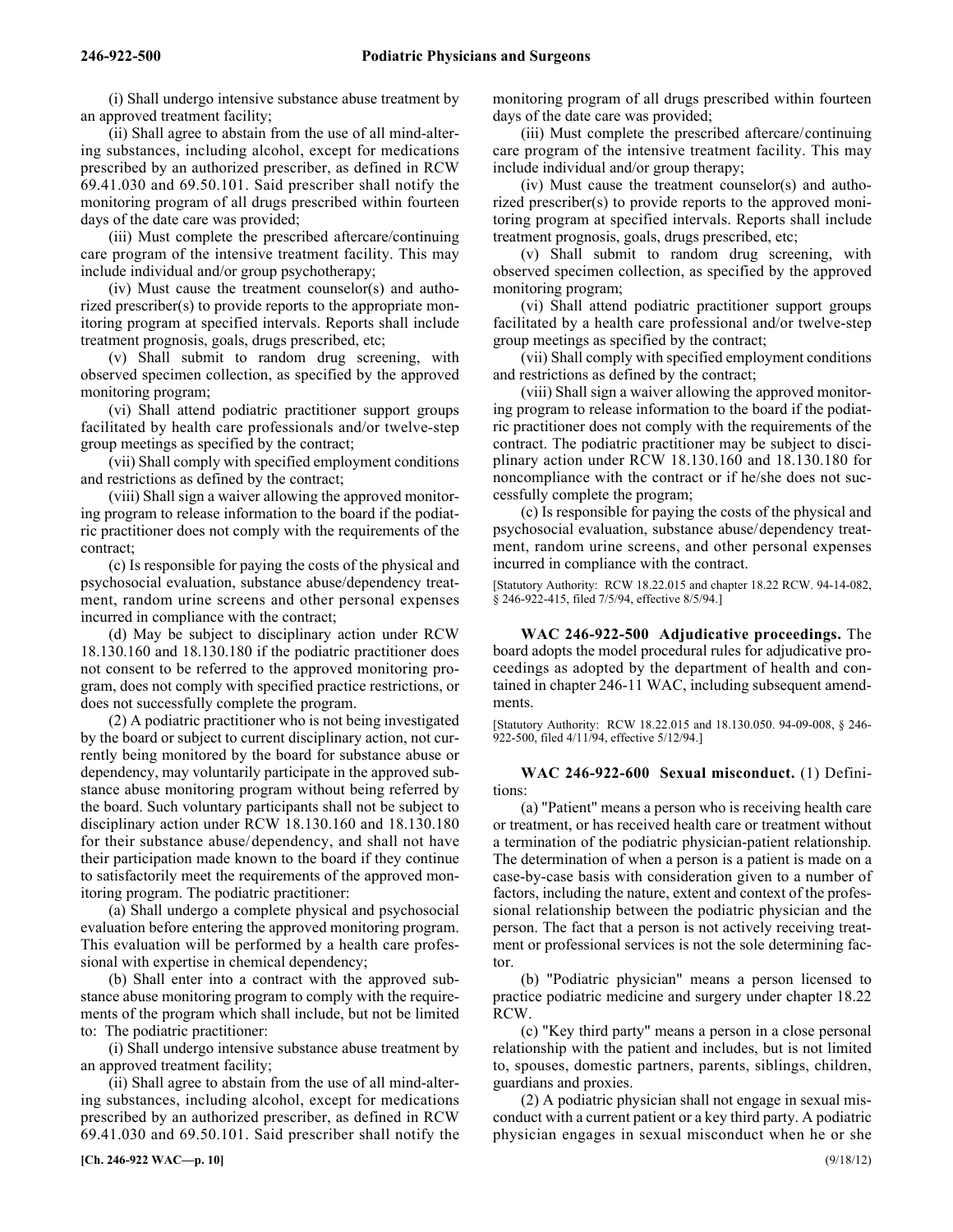(i) Shall undergo intensive substance abuse treatment by an approved treatment facility;

(ii) Shall agree to abstain from the use of all mind-altering substances, including alcohol, except for medications prescribed by an authorized prescriber, as defined in RCW 69.41.030 and 69.50.101. Said prescriber shall notify the monitoring program of all drugs prescribed within fourteen days of the date care was provided;

(iii) Must complete the prescribed aftercare/continuing care program of the intensive treatment facility. This may include individual and/or group psychotherapy;

(iv) Must cause the treatment counselor(s) and authorized prescriber(s) to provide reports to the appropriate monitoring program at specified intervals. Reports shall include treatment prognosis, goals, drugs prescribed, etc;

(v) Shall submit to random drug screening, with observed specimen collection, as specified by the approved monitoring program;

(vi) Shall attend podiatric practitioner support groups facilitated by health care professionals and/or twelve-step group meetings as specified by the contract;

(vii) Shall comply with specified employment conditions and restrictions as defined by the contract;

(viii) Shall sign a waiver allowing the approved monitoring program to release information to the board if the podiatric practitioner does not comply with the requirements of the contract;

(c) Is responsible for paying the costs of the physical and psychosocial evaluation, substance abuse/dependency treatment, random urine screens and other personal expenses incurred in compliance with the contract;

(d) May be subject to disciplinary action under RCW 18.130.160 and 18.130.180 if the podiatric practitioner does not consent to be referred to the approved monitoring program, does not comply with specified practice restrictions, or does not successfully complete the program.

(2) A podiatric practitioner who is not being investigated by the board or subject to current disciplinary action, not currently being monitored by the board for substance abuse or dependency, may voluntarily participate in the approved substance abuse monitoring program without being referred by the board. Such voluntary participants shall not be subject to disciplinary action under RCW 18.130.160 and 18.130.180 for their substance abuse/dependency, and shall not have their participation made known to the board if they continue to satisfactorily meet the requirements of the approved monitoring program. The podiatric practitioner:

(a) Shall undergo a complete physical and psychosocial evaluation before entering the approved monitoring program. This evaluation will be performed by a health care professional with expertise in chemical dependency;

(b) Shall enter into a contract with the approved substance abuse monitoring program to comply with the requirements of the program which shall include, but not be limited to: The podiatric practitioner:

(i) Shall undergo intensive substance abuse treatment by an approved treatment facility;

(ii) Shall agree to abstain from the use of all mind-altering substances, including alcohol, except for medications prescribed by an authorized prescriber, as defined in RCW 69.41.030 and 69.50.101. Said prescriber shall notify the monitoring program of all drugs prescribed within fourteen days of the date care was provided;

(iii) Must complete the prescribed aftercare/continuing care program of the intensive treatment facility. This may include individual and/or group therapy;

(iv) Must cause the treatment counselor(s) and authorized prescriber(s) to provide reports to the approved monitoring program at specified intervals. Reports shall include treatment prognosis, goals, drugs prescribed, etc;

(v) Shall submit to random drug screening, with observed specimen collection, as specified by the approved monitoring program;

(vi) Shall attend podiatric practitioner support groups facilitated by a health care professional and/or twelve-step group meetings as specified by the contract;

(vii) Shall comply with specified employment conditions and restrictions as defined by the contract;

(viii) Shall sign a waiver allowing the approved monitoring program to release information to the board if the podiatric practitioner does not comply with the requirements of the contract. The podiatric practitioner may be subject to disciplinary action under RCW 18.130.160 and 18.130.180 for noncompliance with the contract or if he/she does not successfully complete the program;

(c) Is responsible for paying the costs of the physical and psychosocial evaluation, substance abuse/dependency treatment, random urine screens, and other personal expenses incurred in compliance with the contract.

[Statutory Authority: RCW 18.22.015 and chapter 18.22 RCW. 94-14-082, § 246-922-415, filed 7/5/94, effective 8/5/94.]

**WAC 246-922-500 Adjudicative proceedings.** The board adopts the model procedural rules for adjudicative proceedings as adopted by the department of health and contained in chapter 246-11 WAC, including subsequent amendments.

[Statutory Authority: RCW 18.22.015 and 18.130.050. 94-09-008, § 246-922-500, filed 4/11/94, effective 5/12/94.]

**WAC 246-922-600 Sexual misconduct.** (1) Definitions:

(a) "Patient" means a person who is receiving health care or treatment, or has received health care or treatment without a termination of the podiatric physician-patient relationship. The determination of when a person is a patient is made on a case-by-case basis with consideration given to a number of factors, including the nature, extent and context of the professional relationship between the podiatric physician and the person. The fact that a person is not actively receiving treatment or professional services is not the sole determining factor.

(b) "Podiatric physician" means a person licensed to practice podiatric medicine and surgery under chapter 18.22 RCW.

(c) "Key third party" means a person in a close personal relationship with the patient and includes, but is not limited to, spouses, domestic partners, parents, siblings, children, guardians and proxies.

(2) A podiatric physician shall not engage in sexual misconduct with a current patient or a key third party. A podiatric physician engages in sexual misconduct when he or she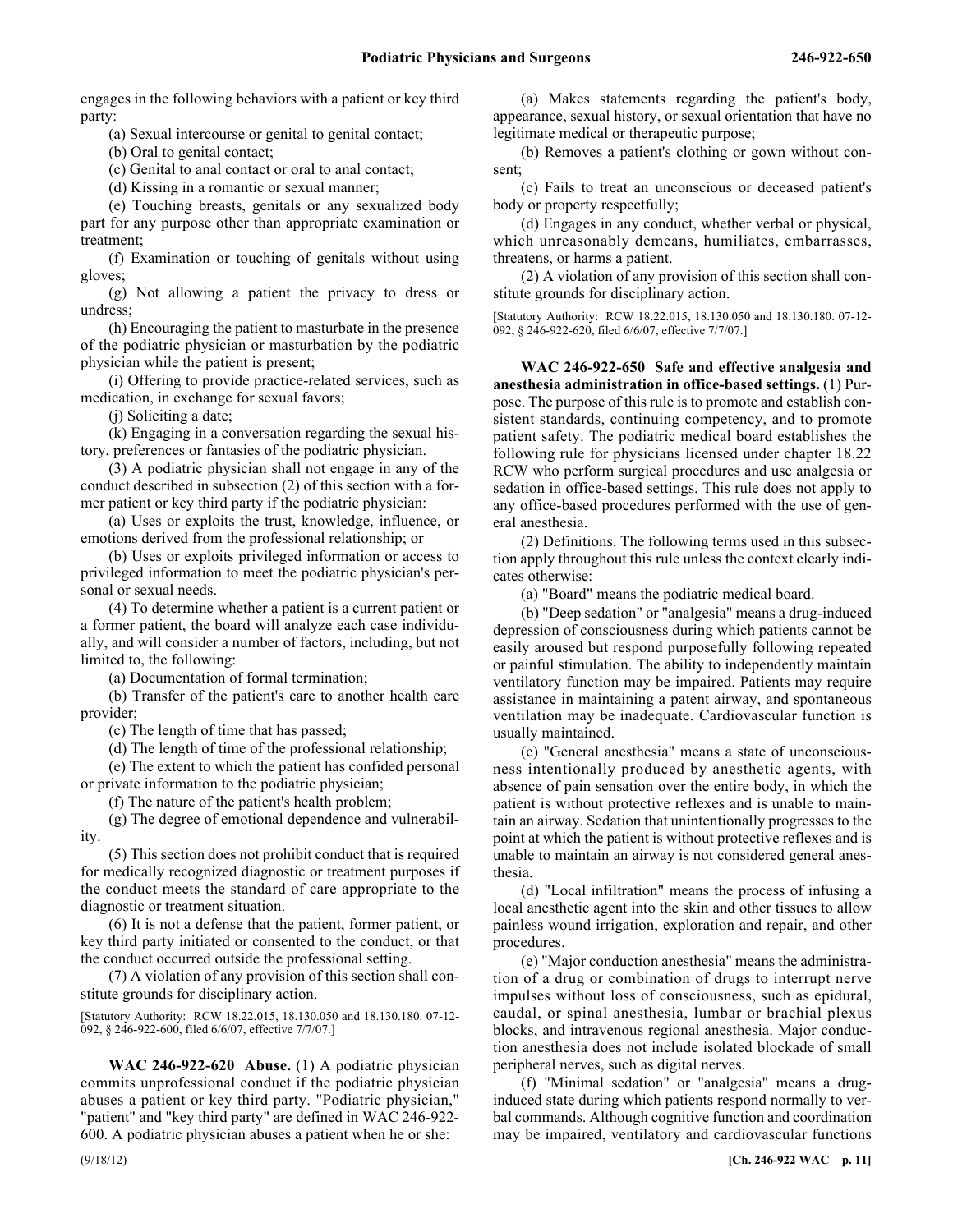engages in the following behaviors with a patient or key third party:

(a) Sexual intercourse or genital to genital contact;

(b) Oral to genital contact;

(c) Genital to anal contact or oral to anal contact;

(d) Kissing in a romantic or sexual manner;

(e) Touching breasts, genitals or any sexualized body part for any purpose other than appropriate examination or treatment;

(f) Examination or touching of genitals without using gloves;

(g) Not allowing a patient the privacy to dress or undress;

(h) Encouraging the patient to masturbate in the presence of the podiatric physician or masturbation by the podiatric physician while the patient is present;

(i) Offering to provide practice-related services, such as medication, in exchange for sexual favors;

(j) Soliciting a date;

(k) Engaging in a conversation regarding the sexual history, preferences or fantasies of the podiatric physician.

(3) A podiatric physician shall not engage in any of the conduct described in subsection (2) of this section with a former patient or key third party if the podiatric physician:

(a) Uses or exploits the trust, knowledge, influence, or emotions derived from the professional relationship; or

(b) Uses or exploits privileged information or access to privileged information to meet the podiatric physician's personal or sexual needs.

(4) To determine whether a patient is a current patient or a former patient, the board will analyze each case individually, and will consider a number of factors, including, but not limited to, the following:

(a) Documentation of formal termination;

(b) Transfer of the patient's care to another health care provider;

(c) The length of time that has passed;

(d) The length of time of the professional relationship;

(e) The extent to which the patient has confided personal or private information to the podiatric physician;

(f) The nature of the patient's health problem;

(g) The degree of emotional dependence and vulnerability.

(5) This section does not prohibit conduct that is required for medically recognized diagnostic or treatment purposes if the conduct meets the standard of care appropriate to the diagnostic or treatment situation.

(6) It is not a defense that the patient, former patient, or key third party initiated or consented to the conduct, or that the conduct occurred outside the professional setting.

(7) A violation of any provision of this section shall constitute grounds for disciplinary action.

[Statutory Authority: RCW 18.22.015, 18.130.050 and 18.130.180. 07-12-092, § 246-922-600, filed 6/6/07, effective 7/7/07.]

**WAC 246-922-620 Abuse.** (1) A podiatric physician commits unprofessional conduct if the podiatric physician abuses a patient or key third party. "Podiatric physician," "patient" and "key third party" are defined in WAC 246-922-600. A podiatric physician abuses a patient when he or she:

(a) Makes statements regarding the patient's body, appearance, sexual history, or sexual orientation that have no legitimate medical or therapeutic purpose;

(b) Removes a patient's clothing or gown without consent;

(c) Fails to treat an unconscious or deceased patient's body or property respectfully;

(d) Engages in any conduct, whether verbal or physical, which unreasonably demeans, humiliates, embarrasses, threatens, or harms a patient.

(2) A violation of any provision of this section shall constitute grounds for disciplinary action.

[Statutory Authority: RCW 18.22.015, 18.130.050 and 18.130.180. 07-12-092, § 246-922-620, filed 6/6/07, effective 7/7/07.]

**WAC 246-922-650 Safe and effective analgesia and anesthesia administration in office-based settings.** (1) Purpose. The purpose of this rule is to promote and establish consistent standards, continuing competency, and to promote patient safety. The podiatric medical board establishes the following rule for physicians licensed under chapter 18.22 RCW who perform surgical procedures and use analgesia or sedation in office-based settings. This rule does not apply to any office-based procedures performed with the use of general anesthesia.

(2) Definitions. The following terms used in this subsection apply throughout this rule unless the context clearly indicates otherwise:

(a) "Board" means the podiatric medical board.

(b) "Deep sedation" or "analgesia" means a drug-induced depression of consciousness during which patients cannot be easily aroused but respond purposefully following repeated or painful stimulation. The ability to independently maintain ventilatory function may be impaired. Patients may require assistance in maintaining a patent airway, and spontaneous ventilation may be inadequate. Cardiovascular function is usually maintained.

(c) "General anesthesia" means a state of unconsciousness intentionally produced by anesthetic agents, with absence of pain sensation over the entire body, in which the patient is without protective reflexes and is unable to maintain an airway. Sedation that unintentionally progresses to the point at which the patient is without protective reflexes and is unable to maintain an airway is not considered general anesthesia.

(d) "Local infiltration" means the process of infusing a local anesthetic agent into the skin and other tissues to allow painless wound irrigation, exploration and repair, and other procedures.

(e) "Major conduction anesthesia" means the administration of a drug or combination of drugs to interrupt nerve impulses without loss of consciousness, such as epidural, caudal, or spinal anesthesia, lumbar or brachial plexus blocks, and intravenous regional anesthesia. Major conduction anesthesia does not include isolated blockade of small peripheral nerves, such as digital nerves.

(f) "Minimal sedation" or "analgesia" means a drug-induced state during which patients respond normally to verbal commands. Although cognitive function and coordination may be impaired, ventilatory and cardiovascular functions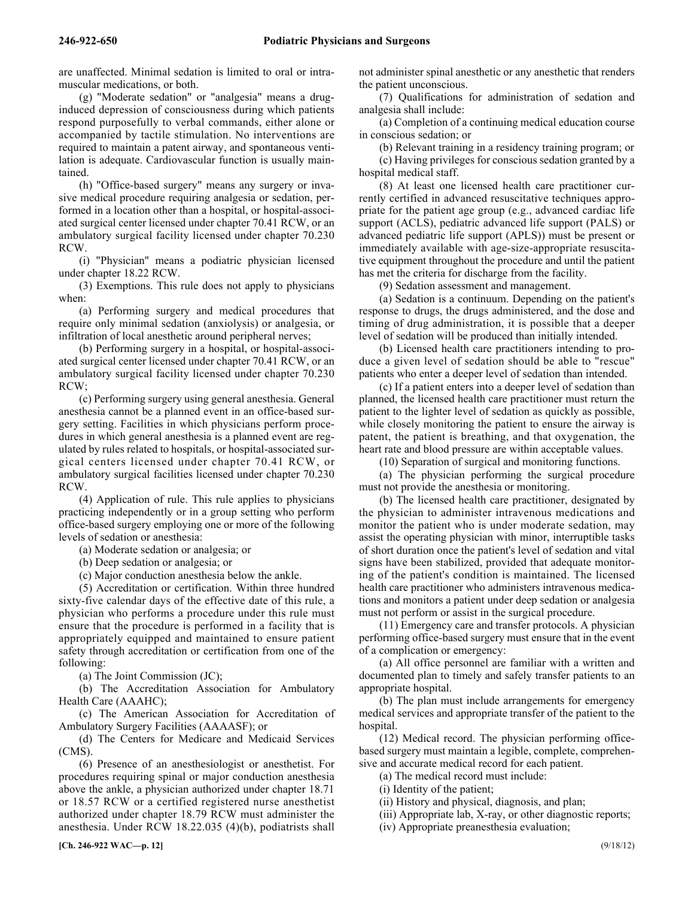are unaffected. Minimal sedation is limited to oral or intramuscular medications, or both.

(g) "Moderate sedation" or "analgesia" means a drug-induced depression of consciousness during which patients respond purposefully to verbal commands, either alone or accompanied by tactile stimulation. No interventions are required to maintain a patent airway, and spontaneous ventilation is adequate. Cardiovascular function is usually maintained.

(h) "Office-based surgery" means any surgery or invasive medical procedure requiring analgesia or sedation, performed in a location other than a hospital, or hospital-associated surgical center licensed under chapter 70.41 RCW, or an ambulatory surgical facility licensed under chapter 70.230 RCW.

(i) "Physician" means a podiatric physician licensed under chapter 18.22 RCW.

(3) Exemptions. This rule does not apply to physicians when:

(a) Performing surgery and medical procedures that require only minimal sedation (anxiolysis) or analgesia, or infiltration of local anesthetic around peripheral nerves;

(b) Performing surgery in a hospital, or hospital-associated surgical center licensed under chapter 70.41 RCW, or an ambulatory surgical facility licensed under chapter 70.230 RCW;

(c) Performing surgery using general anesthesia. General anesthesia cannot be a planned event in an office-based surgery setting. Facilities in which physicians perform procedures in which general anesthesia is a planned event are regulated by rules related to hospitals, or hospital-associated surgical centers licensed under chapter 70.41 RCW, or ambulatory surgical facilities licensed under chapter 70.230 RCW.

(4) Application of rule. This rule applies to physicians practicing independently or in a group setting who perform office-based surgery employing one or more of the following levels of sedation or anesthesia:

(a) Moderate sedation or analgesia; or

(b) Deep sedation or analgesia; or

(c) Major conduction anesthesia below the ankle.

(5) Accreditation or certification. Within three hundred sixty-five calendar days of the effective date of this rule, a physician who performs a procedure under this rule must ensure that the procedure is performed in a facility that is appropriately equipped and maintained to ensure patient safety through accreditation or certification from one of the following:

(a) The Joint Commission (JC);

(b) The Accreditation Association for Ambulatory Health Care (AAAHC);

(c) The American Association for Accreditation of Ambulatory Surgery Facilities (AAAASF); or

(d) The Centers for Medicare and Medicaid Services (CMS).

(6) Presence of an anesthesiologist or anesthetist. For procedures requiring spinal or major conduction anesthesia above the ankle, a physician authorized under chapter 18.71 or 18.57 RCW or a certified registered nurse anesthetist authorized under chapter 18.79 RCW must administer the anesthesia. Under RCW 18.22.035 (4)(b), podiatrists shall not administer spinal anesthetic or any anesthetic that renders the patient unconscious.

(7) Qualifications for administration of sedation and analgesia shall include:

(a) Completion of a continuing medical education course in conscious sedation; or

(b) Relevant training in a residency training program; or

(c) Having privileges for conscious sedation granted by a hospital medical staff.

(8) At least one licensed health care practitioner currently certified in advanced resuscitative techniques appropriate for the patient age group (e.g., advanced cardiac life support (ACLS), pediatric advanced life support (PALS) or advanced pediatric life support (APLS)) must be present or immediately available with age-size-appropriate resuscitative equipment throughout the procedure and until the patient has met the criteria for discharge from the facility.

(9) Sedation assessment and management.

(a) Sedation is a continuum. Depending on the patient's response to drugs, the drugs administered, and the dose and timing of drug administration, it is possible that a deeper level of sedation will be produced than initially intended.

(b) Licensed health care practitioners intending to produce a given level of sedation should be able to "rescue" patients who enter a deeper level of sedation than intended.

(c) If a patient enters into a deeper level of sedation than planned, the licensed health care practitioner must return the patient to the lighter level of sedation as quickly as possible, while closely monitoring the patient to ensure the airway is patent, the patient is breathing, and that oxygenation, the heart rate and blood pressure are within acceptable values.

(10) Separation of surgical and monitoring functions.

(a) The physician performing the surgical procedure must not provide the anesthesia or monitoring.

(b) The licensed health care practitioner, designated by the physician to administer intravenous medications and monitor the patient who is under moderate sedation, may assist the operating physician with minor, interruptible tasks of short duration once the patient's level of sedation and vital signs have been stabilized, provided that adequate monitoring of the patient's condition is maintained. The licensed health care practitioner who administers intravenous medications and monitors a patient under deep sedation or analgesia must not perform or assist in the surgical procedure.

(11) Emergency care and transfer protocols. A physician performing office-based surgery must ensure that in the event of a complication or emergency:

(a) All office personnel are familiar with a written and documented plan to timely and safely transfer patients to an appropriate hospital.

(b) The plan must include arrangements for emergency medical services and appropriate transfer of the patient to the hospital.

(12) Medical record. The physician performing office-based surgery must maintain a legible, complete, comprehensive and accurate medical record for each patient.

(a) The medical record must include:

(i) Identity of the patient;

(ii) History and physical, diagnosis, and plan;

(iii) Appropriate lab, X-ray, or other diagnostic reports;

(iv) Appropriate preanesthesia evaluation;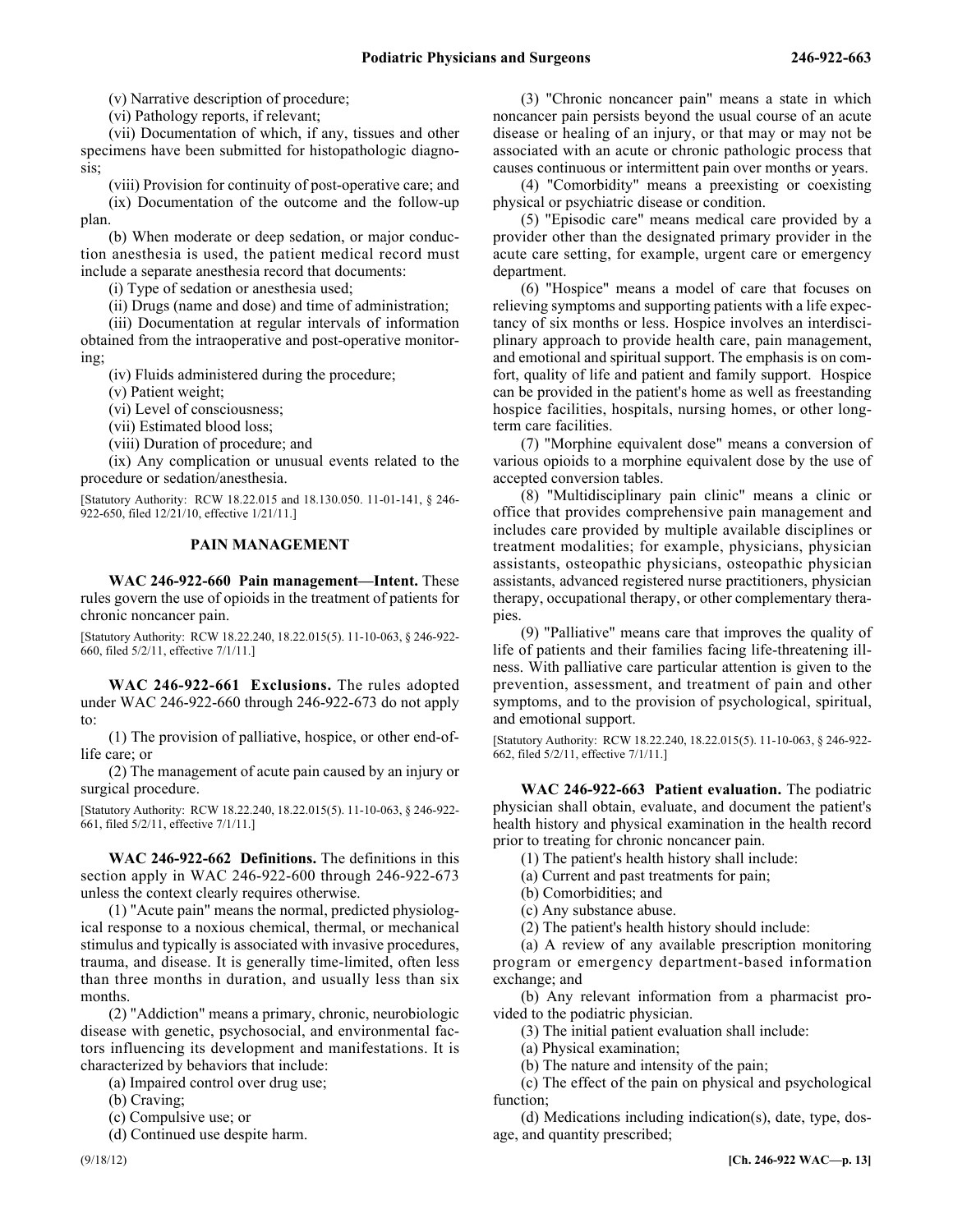(v) Narrative description of procedure;

(vi) Pathology reports, if relevant;

(vii) Documentation of which, if any, tissues and other specimens have been submitted for histopathologic diagnosis;

(viii) Provision for continuity of post-operative care; and

(ix) Documentation of the outcome and the follow-up plan.

(b) When moderate or deep sedation, or major conduction anesthesia is used, the patient medical record must include a separate anesthesia record that documents:

(i) Type of sedation or anesthesia used;

(ii) Drugs (name and dose) and time of administration;

(iii) Documentation at regular intervals of information obtained from the intraoperative and post-operative monitoring;

(iv) Fluids administered during the procedure;

(v) Patient weight;

(vi) Level of consciousness;

(vii) Estimated blood loss;

(viii) Duration of procedure; and

(ix) Any complication or unusual events related to the procedure or sedation/anesthesia.

[Statutory Authority: RCW 18.22.015 and 18.130.050. 11-01-141, § 246-922-650, filed 12/21/10, effective 1/21/11.]

## PAIN MANAGEMENT

**WAC 246-922-660 Pain management—Intent.** These rules govern the use of opioids in the treatment of patients for chronic noncancer pain.

[Statutory Authority: RCW 18.22.240, 18.22.015(5). 11-10-063, § 246-922-660, filed 5/2/11, effective 7/1/11.]

**WAC 246-922-661 Exclusions.** The rules adopted under WAC 246-922-660 through 246-922-673 do not apply to:

(1) The provision of palliative, hospice, or other end-of-life care; or

(2) The management of acute pain caused by an injury or surgical procedure.

[Statutory Authority: RCW 18.22.240, 18.22.015(5). 11-10-063, § 246-922-661, filed 5/2/11, effective 7/1/11.]

**WAC 246-922-662 Definitions.** The definitions in this section apply in WAC 246-922-600 through 246-922-673 unless the context clearly requires otherwise.

(1) "Acute pain" means the normal, predicted physiological response to a noxious chemical, thermal, or mechanical stimulus and typically is associated with invasive procedures, trauma, and disease. It is generally time-limited, often less than three months in duration, and usually less than six months.

(2) "Addiction" means a primary, chronic, neurobiologic disease with genetic, psychosocial, and environmental factors influencing its development and manifestations. It is characterized by behaviors that include:

(a) Impaired control over drug use;

(b) Craving;

(c) Compulsive use; or

(d) Continued use despite harm.

(3) "Chronic noncancer pain" means a state in which noncancer pain persists beyond the usual course of an acute disease or healing of an injury, or that may or may not be associated with an acute or chronic pathologic process that causes continuous or intermittent pain over months or years.

(4) "Comorbidity" means a preexisting or coexisting physical or psychiatric disease or condition.

(5) "Episodic care" means medical care provided by a provider other than the designated primary provider in the acute care setting, for example, urgent care or emergency department.

(6) "Hospice" means a model of care that focuses on relieving symptoms and supporting patients with a life expectancy of six months or less. Hospice involves an interdisciplinary approach to provide health care, pain management, and emotional and spiritual support. The emphasis is on comfort, quality of life and patient and family support. Hospice can be provided in the patient's home as well as freestanding hospice facilities, hospitals, nursing homes, or other long-term care facilities.

(7) "Morphine equivalent dose" means a conversion of various opioids to a morphine equivalent dose by the use of accepted conversion tables.

(8) "Multidisciplinary pain clinic" means a clinic or office that provides comprehensive pain management and includes care provided by multiple available disciplines or treatment modalities; for example, physicians, physician assistants, osteopathic physicians, osteopathic physician assistants, advanced registered nurse practitioners, physician therapy, occupational therapy, or other complementary therapies.

(9) "Palliative" means care that improves the quality of life of patients and their families facing life-threatening illness. With palliative care particular attention is given to the prevention, assessment, and treatment of pain and other symptoms, and to the provision of psychological, spiritual, and emotional support.

[Statutory Authority: RCW 18.22.240, 18.22.015(5). 11-10-063, § 246-922-662, filed 5/2/11, effective 7/1/11.]

**WAC 246-922-663 Patient evaluation.** The podiatric physician shall obtain, evaluate, and document the patient's health history and physical examination in the health record prior to treating for chronic noncancer pain.

(1) The patient's health history shall include:

(a) Current and past treatments for pain;

(b) Comorbidities; and

(c) Any substance abuse.

(2) The patient's health history should include:

(a) A review of any available prescription monitoring program or emergency department-based information exchange; and

(b) Any relevant information from a pharmacist provided to the podiatric physician.

(3) The initial patient evaluation shall include:

(a) Physical examination;

(b) The nature and intensity of the pain;

(c) The effect of the pain on physical and psychological function;

(d) Medications including indication(s), date, type, dosage, and quantity prescribed;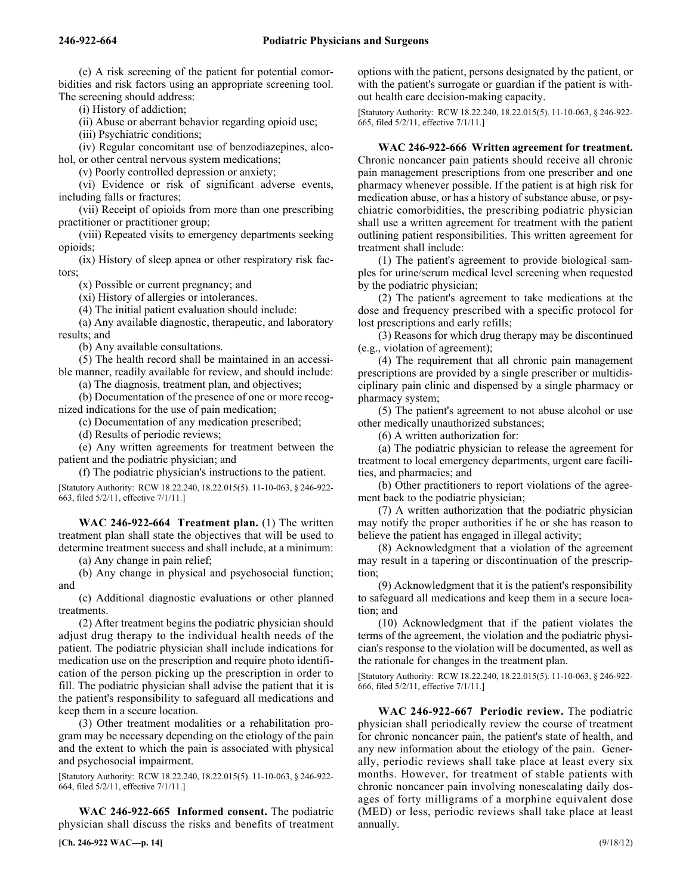(e) A risk screening of the patient for potential comorbidities and risk factors using an appropriate screening tool. The screening should address:

(i) History of addiction;

(ii) Abuse or aberrant behavior regarding opioid use;

(iii) Psychiatric conditions;

(iv) Regular concomitant use of benzodiazepines, alcohol, or other central nervous system medications;

(v) Poorly controlled depression or anxiety;

(vi) Evidence or risk of significant adverse events, including falls or fractures;

(vii) Receipt of opioids from more than one prescribing practitioner or practitioner group;

(viii) Repeated visits to emergency departments seeking opioids;

(ix) History of sleep apnea or other respiratory risk factors;

(x) Possible or current pregnancy; and

(xi) History of allergies or intolerances.

(4) The initial patient evaluation should include:

(a) Any available diagnostic, therapeutic, and laboratory results; and

(b) Any available consultations.

(5) The health record shall be maintained in an accessible manner, readily available for review, and should include:

(a) The diagnosis, treatment plan, and objectives;

(b) Documentation of the presence of one or more recognized indications for the use of pain medication;

(c) Documentation of any medication prescribed;

(d) Results of periodic reviews;

(e) Any written agreements for treatment between the patient and the podiatric physician; and

(f) The podiatric physician's instructions to the patient.

[Statutory Authority: RCW 18.22.240, 18.22.015(5). 11-10-063, § 246-922-663, filed 5/2/11, effective 7/1/11.]

**WAC 246-922-664 Treatment plan.** (1) The written treatment plan shall state the objectives that will be used to determine treatment success and shall include, at a minimum:

(a) Any change in pain relief;

(b) Any change in physical and psychosocial function; and

(c) Additional diagnostic evaluations or other planned treatments.

(2) After treatment begins the podiatric physician should adjust drug therapy to the individual health needs of the patient. The podiatric physician shall include indications for medication use on the prescription and require photo identification of the person picking up the prescription in order to fill. The podiatric physician shall advise the patient that it is the patient's responsibility to safeguard all medications and keep them in a secure location.

(3) Other treatment modalities or a rehabilitation program may be necessary depending on the etiology of the pain and the extent to which the pain is associated with physical and psychosocial impairment.

[Statutory Authority: RCW 18.22.240, 18.22.015(5). 11-10-063, § 246-922-664, filed 5/2/11, effective 7/1/11.]

**WAC 246-922-665 Informed consent.** The podiatric physician shall discuss the risks and benefits of treatment options with the patient, persons designated by the patient, or with the patient's surrogate or guardian if the patient is without health care decision-making capacity.

[Statutory Authority: RCW 18.22.240, 18.22.015(5). 11-10-063, § 246-922-665, filed 5/2/11, effective 7/1/11.]

**WAC 246-922-666 Written agreement for treatment.** Chronic noncancer pain patients should receive all chronic pain management prescriptions from one prescriber and one pharmacy whenever possible. If the patient is at high risk for medication abuse, or has a history of substance abuse, or psychiatric comorbidities, the prescribing podiatric physician shall use a written agreement for treatment with the patient outlining patient responsibilities. This written agreement for treatment shall include:

(1) The patient's agreement to provide biological samples for urine/serum medical level screening when requested by the podiatric physician;

(2) The patient's agreement to take medications at the dose and frequency prescribed with a specific protocol for lost prescriptions and early refills;

(3) Reasons for which drug therapy may be discontinued (e.g., violation of agreement);

(4) The requirement that all chronic pain management prescriptions are provided by a single prescriber or multidisciplinary pain clinic and dispensed by a single pharmacy or pharmacy system;

(5) The patient's agreement to not abuse alcohol or use other medically unauthorized substances;

(6) A written authorization for:

(a) The podiatric physician to release the agreement for treatment to local emergency departments, urgent care facilities, and pharmacies; and

(b) Other practitioners to report violations of the agreement back to the podiatric physician;

(7) A written authorization that the podiatric physician may notify the proper authorities if he or she has reason to believe the patient has engaged in illegal activity;

(8) Acknowledgment that a violation of the agreement may result in a tapering or discontinuation of the prescription;

(9) Acknowledgment that it is the patient's responsibility to safeguard all medications and keep them in a secure location; and

(10) Acknowledgment that if the patient violates the terms of the agreement, the violation and the podiatric physician's response to the violation will be documented, as well as the rationale for changes in the treatment plan.

[Statutory Authority: RCW 18.22.240, 18.22.015(5). 11-10-063, § 246-922-666, filed 5/2/11, effective 7/1/11.]

**WAC 246-922-667 Periodic review.** The podiatric physician shall periodically review the course of treatment for chronic noncancer pain, the patient's state of health, and any new information about the etiology of the pain. Generally, periodic reviews shall take place at least every six months. However, for treatment of stable patients with chronic noncancer pain involving nonescalating daily dosages of forty milligrams of a morphine equivalent dose (MED) or less, periodic reviews shall take place at least annually.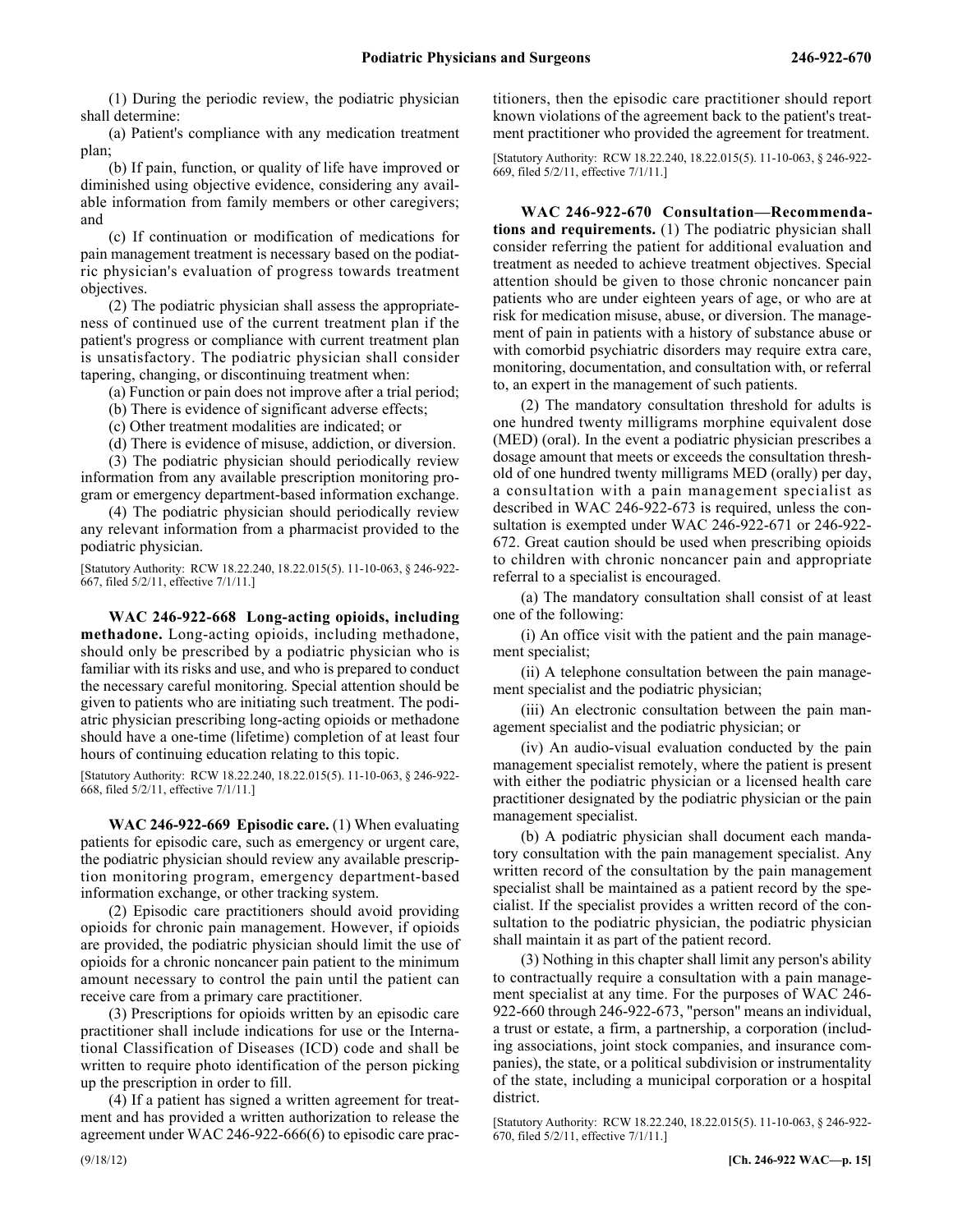(1) During the periodic review, the podiatric physician shall determine:

(a) Patient's compliance with any medication treatment plan;

(b) If pain, function, or quality of life have improved or diminished using objective evidence, considering any available information from family members or other caregivers; and

(c) If continuation or modification of medications for pain management treatment is necessary based on the podiatric physician's evaluation of progress towards treatment objectives.

(2) The podiatric physician shall assess the appropriateness of continued use of the current treatment plan if the patient's progress or compliance with current treatment plan is unsatisfactory. The podiatric physician shall consider tapering, changing, or discontinuing treatment when:

(a) Function or pain does not improve after a trial period;

(b) There is evidence of significant adverse effects;

(c) Other treatment modalities are indicated; or

(d) There is evidence of misuse, addiction, or diversion.

(3) The podiatric physician should periodically review information from any available prescription monitoring program or emergency department-based information exchange.

(4) The podiatric physician should periodically review any relevant information from a pharmacist provided to the podiatric physician.

[Statutory Authority: RCW 18.22.240, 18.22.015(5). 11-10-063, § 246-922-667, filed 5/2/11, effective 7/1/11.]

**WAC 246-922-668 Long-acting opioids, including methadone.** Long-acting opioids, including methadone, should only be prescribed by a podiatric physician who is familiar with its risks and use, and who is prepared to conduct the necessary careful monitoring. Special attention should be given to patients who are initiating such treatment. The podiatric physician prescribing long-acting opioids or methadone should have a one-time (lifetime) completion of at least four hours of continuing education relating to this topic.

[Statutory Authority: RCW 18.22.240, 18.22.015(5). 11-10-063, § 246-922-668, filed 5/2/11, effective 7/1/11.]

**WAC 246-922-669 Episodic care.** (1) When evaluating patients for episodic care, such as emergency or urgent care, the podiatric physician should review any available prescription monitoring program, emergency department-based information exchange, or other tracking system.

(2) Episodic care practitioners should avoid providing opioids for chronic pain management. However, if opioids are provided, the podiatric physician should limit the use of opioids for a chronic noncancer pain patient to the minimum amount necessary to control the pain until the patient can receive care from a primary care practitioner.

(3) Prescriptions for opioids written by an episodic care practitioner shall include indications for use or the International Classification of Diseases (ICD) code and shall be written to require photo identification of the person picking up the prescription in order to fill.

(4) If a patient has signed a written agreement for treatment and has provided a written authorization to release the agreement under WAC 246-922-666(6) to episodic care practitioners, then the episodic care practitioner should report known violations of the agreement back to the patient's treatment practitioner who provided the agreement for treatment.

[Statutory Authority: RCW 18.22.240, 18.22.015(5). 11-10-063, § 246-922-669, filed 5/2/11, effective 7/1/11.]

**WAC 246-922-670 Consultation—Recommendations and requirements.** (1) The podiatric physician shall consider referring the patient for additional evaluation and treatment as needed to achieve treatment objectives. Special attention should be given to those chronic noncancer pain patients who are under eighteen years of age, or who are at risk for medication misuse, abuse, or diversion. The management of pain in patients with a history of substance abuse or with comorbid psychiatric disorders may require extra care, monitoring, documentation, and consultation with, or referral to, an expert in the management of such patients.

(2) The mandatory consultation threshold for adults is one hundred twenty milligrams morphine equivalent dose (MED) (oral). In the event a podiatric physician prescribes a dosage amount that meets or exceeds the consultation threshold of one hundred twenty milligrams MED (orally) per day, a consultation with a pain management specialist as described in WAC 246-922-673 is required, unless the consultation is exempted under WAC 246-922-671 or 246-922-672. Great caution should be used when prescribing opioids to children with chronic noncancer pain and appropriate referral to a specialist is encouraged.

(a) The mandatory consultation shall consist of at least one of the following:

(i) An office visit with the patient and the pain management specialist;

(ii) A telephone consultation between the pain management specialist and the podiatric physician;

(iii) An electronic consultation between the pain management specialist and the podiatric physician; or

(iv) An audio-visual evaluation conducted by the pain management specialist remotely, where the patient is present with either the podiatric physician or a licensed health care practitioner designated by the podiatric physician or the pain management specialist.

(b) A podiatric physician shall document each mandatory consultation with the pain management specialist. Any written record of the consultation by the pain management specialist shall be maintained as a patient record by the specialist. If the specialist provides a written record of the consultation to the podiatric physician, the podiatric physician shall maintain it as part of the patient record.

(3) Nothing in this chapter shall limit any person's ability to contractually require a consultation with a pain management specialist at any time. For the purposes of WAC 246-922-660 through 246-922-673, "person" means an individual, a trust or estate, a firm, a partnership, a corporation (including associations, joint stock companies, and insurance companies), the state, or a political subdivision or instrumentality of the state, including a municipal corporation or a hospital district.

[Statutory Authority: RCW 18.22.240, 18.22.015(5). 11-10-063, § 246-922-670, filed 5/2/11, effective 7/1/11.]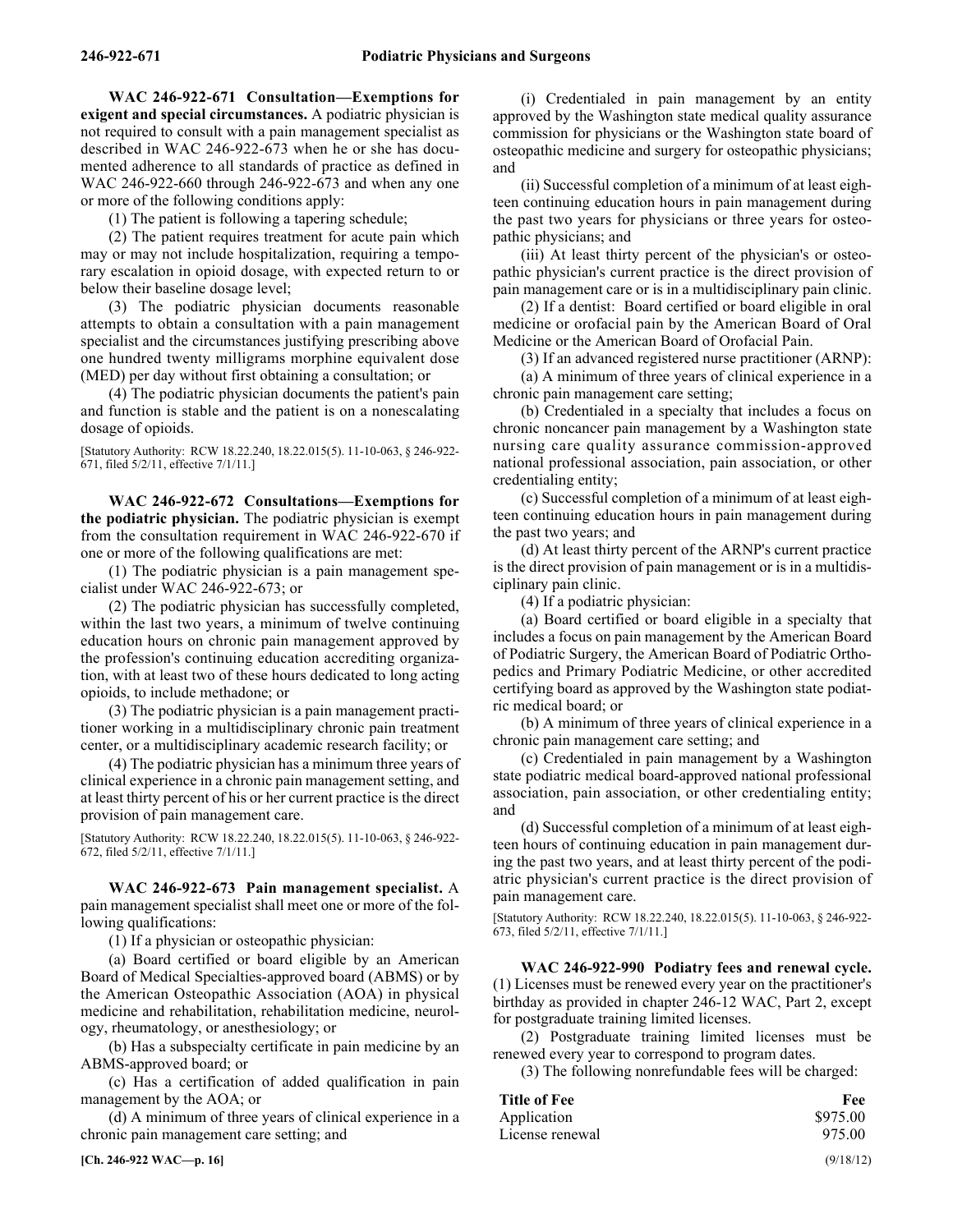**WAC 246-922-671 Consultation—Exemptions for exigent and special circumstances.** A podiatric physician is not required to consult with a pain management specialist as described in WAC 246-922-673 when he or she has documented adherence to all standards of practice as defined in WAC 246-922-660 through 246-922-673 and when any one or more of the following conditions apply:

(1) The patient is following a tapering schedule;

(2) The patient requires treatment for acute pain which may or may not include hospitalization, requiring a temporary escalation in opioid dosage, with expected return to or below their baseline dosage level;

(3) The podiatric physician documents reasonable attempts to obtain a consultation with a pain management specialist and the circumstances justifying prescribing above one hundred twenty milligrams morphine equivalent dose (MED) per day without first obtaining a consultation; or

(4) The podiatric physician documents the patient's pain and function is stable and the patient is on a nonescalating dosage of opioids.

[Statutory Authority: RCW 18.22.240, 18.22.015(5). 11-10-063, § 246-922-671, filed 5/2/11, effective 7/1/11.]

**WAC 246-922-672 Consultations—Exemptions for the podiatric physician.** The podiatric physician is exempt from the consultation requirement in WAC 246-922-670 if one or more of the following qualifications are met:

(1) The podiatric physician is a pain management specialist under WAC 246-922-673; or

(2) The podiatric physician has successfully completed, within the last two years, a minimum of twelve continuing education hours on chronic pain management approved by the profession's continuing education accrediting organization, with at least two of these hours dedicated to long acting opioids, to include methadone; or

(3) The podiatric physician is a pain management practitioner working in a multidisciplinary chronic pain treatment center, or a multidisciplinary academic research facility; or

(4) The podiatric physician has a minimum three years of clinical experience in a chronic pain management setting, and at least thirty percent of his or her current practice is the direct provision of pain management care.

[Statutory Authority: RCW 18.22.240, 18.22.015(5). 11-10-063, § 246-922-672, filed 5/2/11, effective 7/1/11.]

**WAC 246-922-673 Pain management specialist.** A pain management specialist shall meet one or more of the following qualifications:

(1) If a physician or osteopathic physician:

(a) Board certified or board eligible by an American Board of Medical Specialties-approved board (ABMS) or by the American Osteopathic Association (AOA) in physical medicine and rehabilitation, rehabilitation medicine, neurology, rheumatology, or anesthesiology; or

(b) Has a subspecialty certificate in pain medicine by an ABMS-approved board; or

(c) Has a certification of added qualification in pain management by the AOA; or

(d) A minimum of three years of clinical experience in a chronic pain management care setting; and

(i) Credentialed in pain management by an entity approved by the Washington state medical quality assurance commission for physicians or the Washington state board of osteopathic medicine and surgery for osteopathic physicians; and

(ii) Successful completion of a minimum of at least eighteen continuing education hours in pain management during the past two years for physicians or three years for osteopathic physicians; and

(iii) At least thirty percent of the physician's or osteopathic physician's current practice is the direct provision of pain management care or is in a multidisciplinary pain clinic.

(2) If a dentist: Board certified or board eligible in oral medicine or orofacial pain by the American Board of Oral Medicine or the American Board of Orofacial Pain.

(3) If an advanced registered nurse practitioner (ARNP):

(a) A minimum of three years of clinical experience in a chronic pain management care setting;

(b) Credentialed in a specialty that includes a focus on chronic noncancer pain management by a Washington state nursing care quality assurance commission-approved national professional association, pain association, or other credentialing entity;

(c) Successful completion of a minimum of at least eighteen continuing education hours in pain management during the past two years; and

(d) At least thirty percent of the ARNP's current practice is the direct provision of pain management or is in a multidisciplinary pain clinic.

(4) If a podiatric physician:

(a) Board certified or board eligible in a specialty that includes a focus on pain management by the American Board of Podiatric Surgery, the American Board of Podiatric Orthopedics and Primary Podiatric Medicine, or other accredited certifying board as approved by the Washington state podiatric medical board; or

(b) A minimum of three years of clinical experience in a chronic pain management care setting; and

(c) Credentialed in pain management by a Washington state podiatric medical board-approved national professional association, pain association, or other credentialing entity; and

(d) Successful completion of a minimum of at least eighteen hours of continuing education in pain management during the past two years, and at least thirty percent of the podiatric physician's current practice is the direct provision of pain management care.

[Statutory Authority: RCW 18.22.240, 18.22.015(5). 11-10-063, § 246-922-673, filed 5/2/11, effective 7/1/11.]

**WAC 246-922-990 Podiatry fees and renewal cycle.** (1) Licenses must be renewed every year on the practitioner's birthday as provided in chapter 246-12 WAC, Part 2, except for postgraduate training limited licenses.

(2) Postgraduate training limited licenses must be renewed every year to correspond to program dates.

(3) The following nonrefundable fees will be charged:

| Title of Fee | Fee |
|---|---|
| Application | $975.00 |
| License renewal | 975.00 |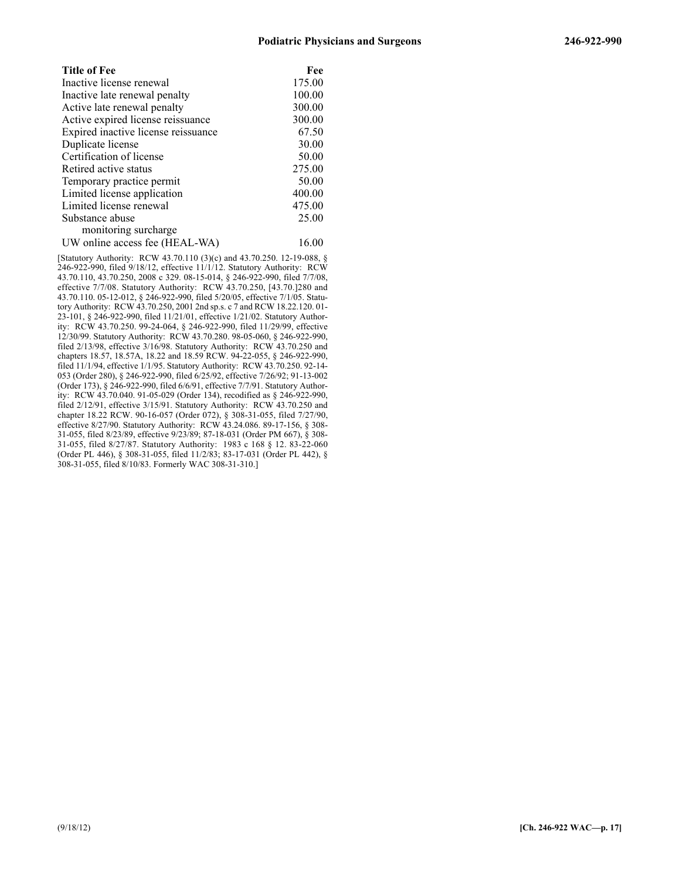| Title of Fee | Fee |
|---|---|
| Inactive license renewal | 175.00 |
| Inactive late renewal penalty | 100.00 |
| Active late renewal penalty | 300.00 |
| Active expired license reissuance | 300.00 |
| Expired inactive license reissuance | 67.50 |
| Duplicate license | 30.00 |
| Certification of license | 50.00 |
| Retired active status | 275.00 |
| Temporary practice permit | 50.00 |
| Limited license application | 400.00 |
| Limited license renewal | 475.00 |
| Substance abuse monitoring surcharge | 25.00 |
| UW online access fee (HEAL-WA) | 16.00 |

[Statutory Authority: RCW 43.70.110 (3)(c) and 43.70.250. 12-19-088, § 246-922-990, filed 9/18/12, effective 11/1/12. Statutory Authority: RCW 43.70.110, 43.70.250, 2008 c 329. 08-15-014, § 246-922-990, filed 7/7/08, effective 7/7/08. Statutory Authority: RCW 43.70.250, [43.70.]280 and 43.70.110. 05-12-012, § 246-922-990, filed 5/20/05, effective 7/1/05. Statutory Authority: RCW 43.70.250, 2001 2nd sp.s. c 7 and RCW 18.22.120. 01-23-101, § 246-922-990, filed 11/21/01, effective 1/21/02. Statutory Authority: RCW 43.70.250. 99-24-064, § 246-922-990, filed 11/29/99, effective 12/30/99. Statutory Authority: RCW 43.70.280. 98-05-060, § 246-922-990, filed 2/13/98, effective 3/16/98. Statutory Authority: RCW 43.70.250 and chapters 18.57, 18.57A, 18.22 and 18.59 RCW. 94-22-055, § 246-922-990, filed 11/1/94, effective 1/1/95. Statutory Authority: RCW 43.70.250. 92-14-053 (Order 280), § 246-922-990, filed 6/25/92, effective 7/26/92; 91-13-002 (Order 173), § 246-922-990, filed 6/6/91, effective 7/7/91. Statutory Authority: RCW 43.70.040. 91-05-029 (Order 134), recodified as § 246-922-990, filed 2/12/91, effective 3/15/91. Statutory Authority: RCW 43.70.250 and chapter 18.22 RCW. 90-16-057 (Order 072), § 308-31-055, filed 7/27/90, effective 8/27/90. Statutory Authority: RCW 43.24.086. 89-17-156, § 308-31-055, filed 8/23/89, effective 9/23/89; 87-18-031 (Order PM 667), § 308-31-055, filed 8/27/87. Statutory Authority: 1983 c 168 § 12. 83-22-060 (Order PL 446), § 308-31-055, filed 11/2/83; 83-17-031 (Order PL 442), § 308-31-055, filed 8/10/83. Formerly WAC 308-31-310.]